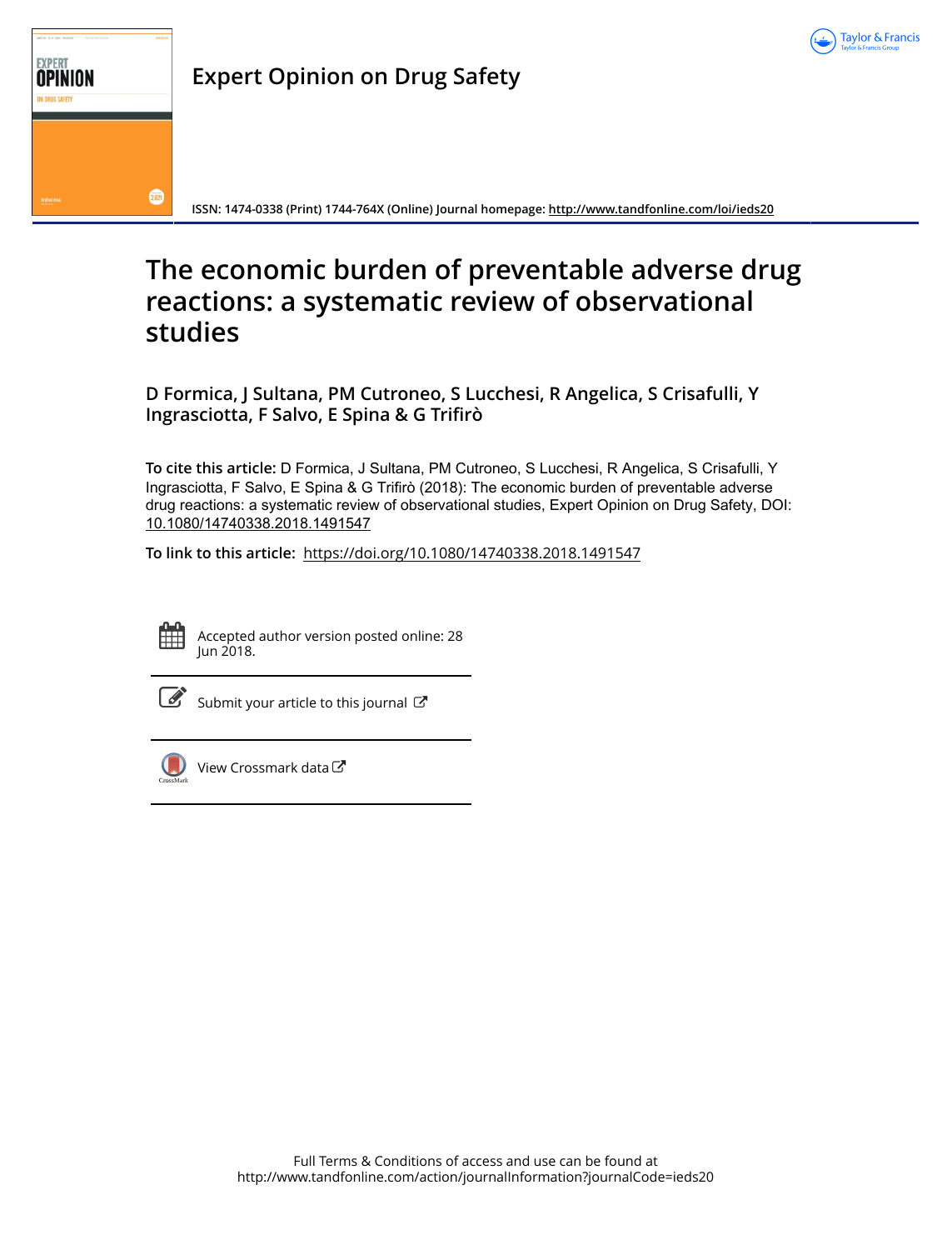Expert Opinion on Drug Safety

ISSN: 1474-0338 (Print) 1744-764X (Online) Journal homepage: http://www.tandfonline.com/loi/ieds20

# The economic burden of preventable adverse drug reactions: a systematic review of observational studies

**D Formica, J Sultana, PM Cutroneo, S Lucchesi, R Angelica, S Crisafulli, Y Ingrasciotta, F Salvo, E Spina & G Trifirò**

**To cite this article:** D Formica, J Sultana, PM Cutroneo, S Lucchesi, R Angelica, S Crisafulli, Y Ingrasciotta, F Salvo, E Spina & G Trifirò (2018): The economic burden of preventable adverse drug reactions: a systematic review of observational studies, Expert Opinion on Drug Safety, DOI: 10.1080/14740338.2018.1491547

**To link to this article:** https://doi.org/10.1080/14740338.2018.1491547

Accepted author version posted online: 28 Jun 2018.

Submit your article to this journal

View Crossmark data

Full Terms & Conditions of access and use can be found at http://www.tandfonline.com/action/journalInformation?journalCode=ieds20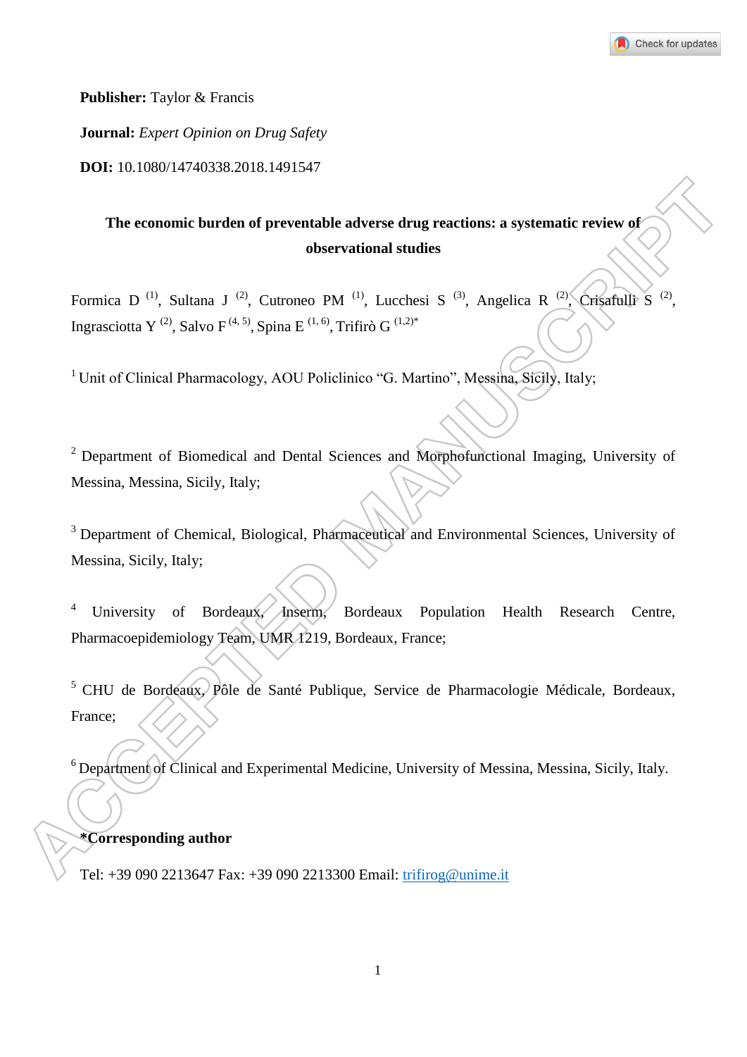**Publisher:** Taylor & Francis

**Journal:** *Expert Opinion on Drug Safety*

**DOI:** 10.1080/14740338.2018.1491547

# The economic burden of preventable adverse drug reactions: a systematic review of observational studies

Formica D [(1)], Sultana J [(2)], Cutroneo PM [(1)], Lucchesi S [(3)], Angelica R [(2)], Crisafulli S [(2)], Ingrasciotta Y [(2)], Salvo F [(4, 5)], Spina E [(1, 6)], Trifirò G [(1,2)*]

[1] Unit of Clinical Pharmacology, AOU Policlinico "G. Martino", Messina, Sicily, Italy;

[2] Department of Biomedical and Dental Sciences and Morphofunctional Imaging, University of Messina, Messina, Sicily, Italy;

[3] Department of Chemical, Biological, Pharmaceutical and Environmental Sciences, University of Messina, Sicily, Italy;

[4] University of Bordeaux, Inserm, Bordeaux Population Health Research Centre, Pharmacoepidemiology Team, UMR 1219, Bordeaux, France;

[5] CHU de Bordeaux, Pôle de Santé Publique, Service de Pharmacologie Médicale, Bordeaux, France;

[6] Department of Clinical and Experimental Medicine, University of Messina, Messina, Sicily, Italy.

**\*Corresponding author**

Tel: +39 090 2213647 Fax: +39 090 2213300 Email: trifirog@unime.it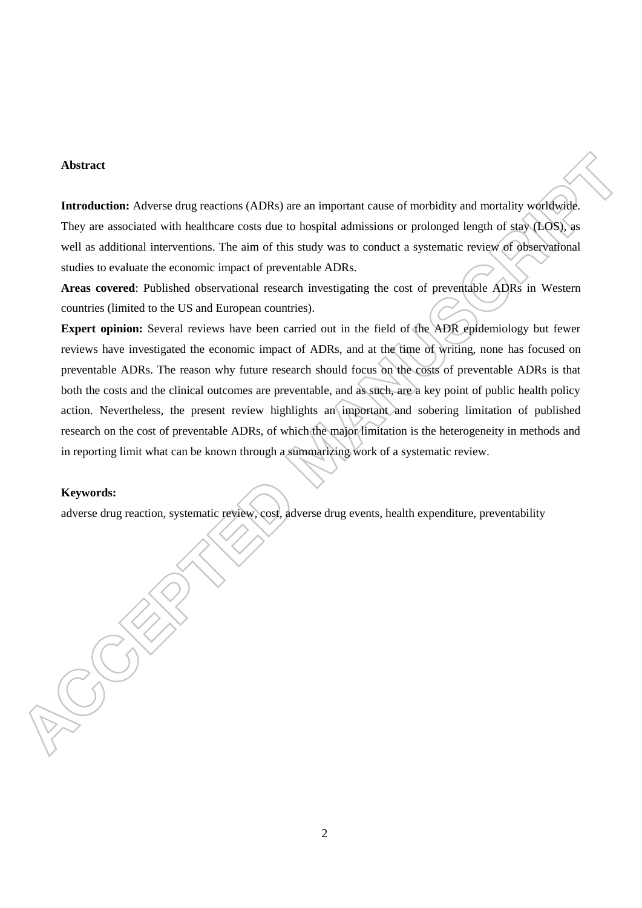**Abstract**

**Introduction:** Adverse drug reactions (ADRs) are an important cause of morbidity and mortality worldwide. They are associated with healthcare costs due to hospital admissions or prolonged length of stay (LOS), as well as additional interventions. The aim of this study was to conduct a systematic review of observational studies to evaluate the economic impact of preventable ADRs.

**Areas covered**: Published observational research investigating the cost of preventable ADRs in Western countries (limited to the US and European countries).

**Expert opinion:** Several reviews have been carried out in the field of the ADR epidemiology but fewer reviews have investigated the economic impact of ADRs, and at the time of writing, none has focused on preventable ADRs. The reason why future research should focus on the costs of preventable ADRs is that both the costs and the clinical outcomes are preventable, and as such, are a key point of public health policy action. Nevertheless, the present review highlights an important and sobering limitation of published research on the cost of preventable ADRs, of which the major limitation is the heterogeneity in methods and in reporting limit what can be known through a summarizing work of a systematic review.

**Keywords:**

adverse drug reaction, systematic review, cost, adverse drug events, health expenditure, preventability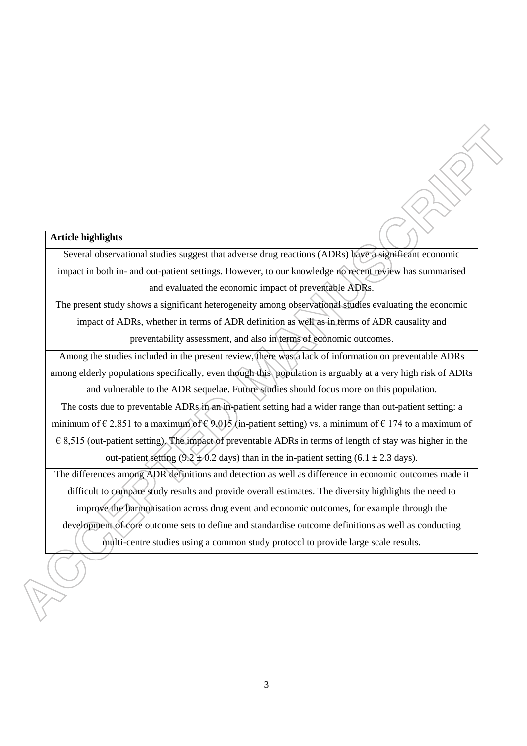| **Article highlights** |
| --- |
| Several observational studies suggest that adverse drug reactions (ADRs) have a significant economic impact in both in- and out-patient settings. However, to our knowledge no recent review has summarised and evaluated the economic impact of preventable ADRs. |
| The present study shows a significant heterogeneity among observational studies evaluating the economic impact of ADRs, whether in terms of ADR definition as well as in terms of ADR causality and preventability assessment, and also in terms of economic outcomes. |
| Among the studies included in the present review, there was a lack of information on preventable ADRs among elderly populations specifically, even though this population is arguably at a very high risk of ADRs and vulnerable to the ADR sequelae. Future studies should focus more on this population. |
| The costs due to preventable ADRs in an in-patient setting had a wider range than out-patient setting: a minimum of € 2,851 to a maximum of € 9,015 (in-patient setting) vs. a minimum of € 174 to a maximum of € 8,515 (out-patient setting). The impact of preventable ADRs in terms of length of stay was higher in the out-patient setting ($9.2 \pm 0.2$ days) than in the in-patient setting ($6.1 \pm 2.3$ days). |
| The differences among ADR definitions and detection as well as difference in economic outcomes made it difficult to compare study results and provide overall estimates. The diversity highlights the need to improve the harmonisation across drug event and economic outcomes, for example through the development of core outcome sets to define and standardise outcome definitions as well as conducting multi-centre studies using a common study protocol to provide large scale results. |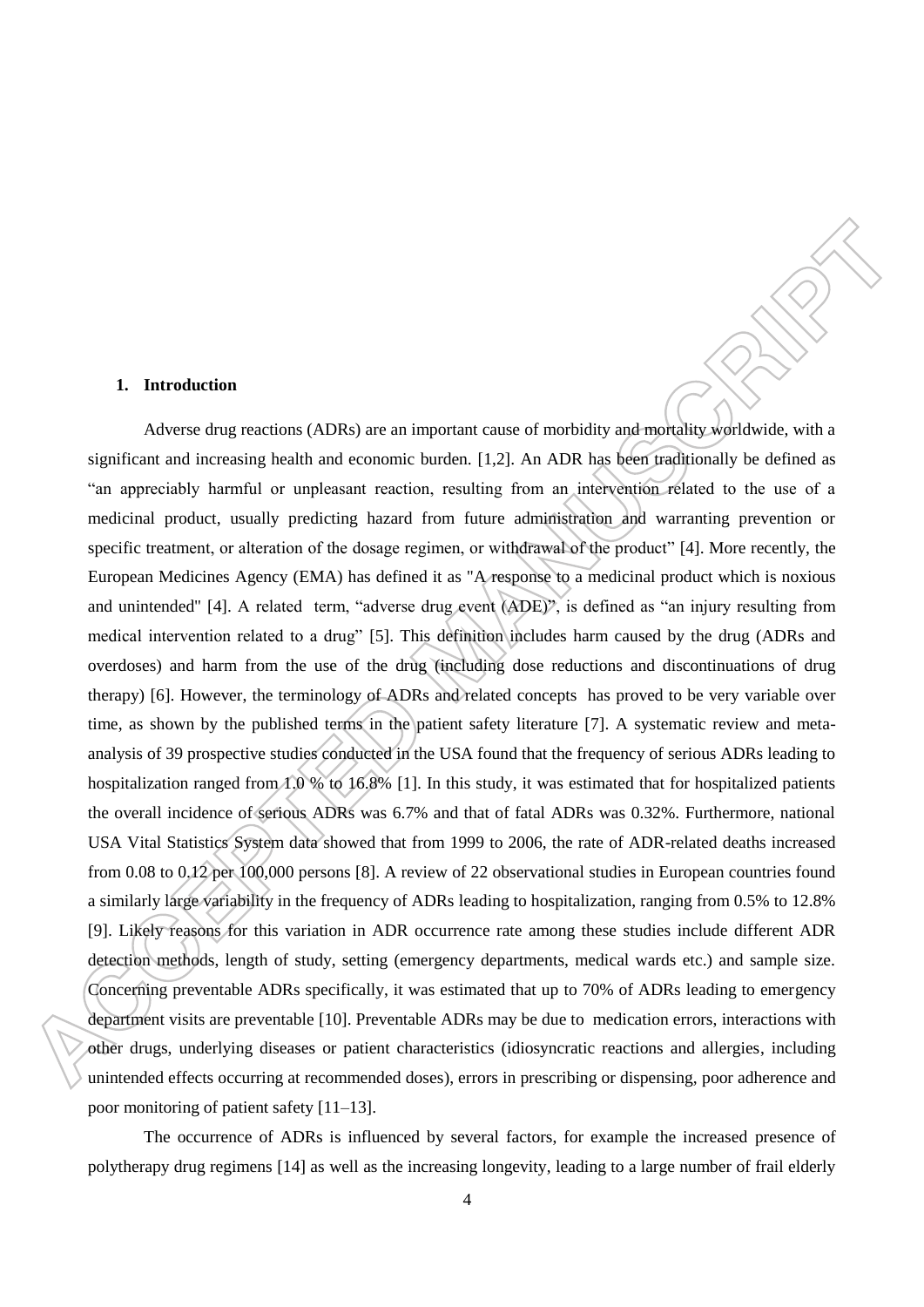## 1. Introduction

Adverse drug reactions (ADRs) are an important cause of morbidity and mortality worldwide, with a significant and increasing health and economic burden. [1,2]. An ADR has been traditionally be defined as "an appreciably harmful or unpleasant reaction, resulting from an intervention related to the use of a medicinal product, usually predicting hazard from future administration and warranting prevention or specific treatment, or alteration of the dosage regimen, or withdrawal of the product" [4]. More recently, the European Medicines Agency (EMA) has defined it as "A response to a medicinal product which is noxious and unintended" [4]. A related term, "adverse drug event (ADE)", is defined as "an injury resulting from medical intervention related to a drug" [5]. This definition includes harm caused by the drug (ADRs and overdoses) and harm from the use of the drug (including dose reductions and discontinuations of drug therapy) [6]. However, the terminology of ADRs and related concepts has proved to be very variable over time, as shown by the published terms in the patient safety literature [7]. A systematic review and meta-analysis of 39 prospective studies conducted in the USA found that the frequency of serious ADRs leading to hospitalization ranged from 1.0 % to 16.8% [1]. In this study, it was estimated that for hospitalized patients the overall incidence of serious ADRs was 6.7% and that of fatal ADRs was 0.32%. Furthermore, national USA Vital Statistics System data showed that from 1999 to 2006, the rate of ADR-related deaths increased from 0.08 to 0.12 per 100,000 persons [8]. A review of 22 observational studies in European countries found a similarly large variability in the frequency of ADRs leading to hospitalization, ranging from 0.5% to 12.8% [9]. Likely reasons for this variation in ADR occurrence rate among these studies include different ADR detection methods, length of study, setting (emergency departments, medical wards etc.) and sample size. Concerning preventable ADRs specifically, it was estimated that up to 70% of ADRs leading to emergency department visits are preventable [10]. Preventable ADRs may be due to medication errors, interactions with other drugs, underlying diseases or patient characteristics (idiosyncratic reactions and allergies, including unintended effects occurring at recommended doses), errors in prescribing or dispensing, poor adherence and poor monitoring of patient safety [11–13].

The occurrence of ADRs is influenced by several factors, for example the increased presence of polytherapy drug regimens [14] as well as the increasing longevity, leading to a large number of frail elderly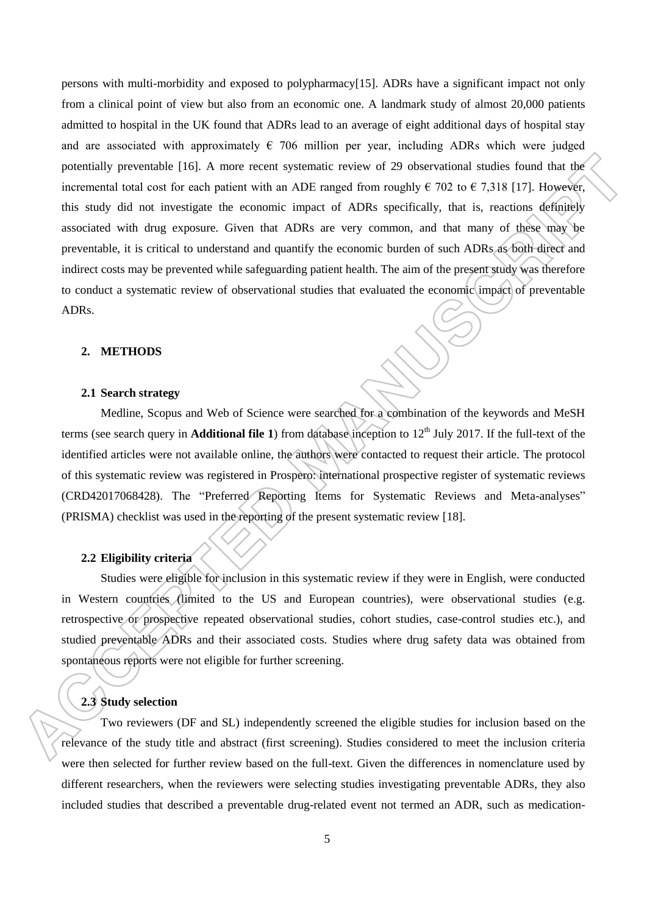persons with multi-morbidity and exposed to polypharmacy[15]. ADRs have a significant impact not only from a clinical point of view but also from an economic one. A landmark study of almost 20,000 patients admitted to hospital in the UK found that ADRs lead to an average of eight additional days of hospital stay and are associated with approximately € 706 million per year, including ADRs which were judged potentially preventable [16]. A more recent systematic review of 29 observational studies found that the incremental total cost for each patient with an ADE ranged from roughly € 702 to € 7,318 [17]. However, this study did not investigate the economic impact of ADRs specifically, that is, reactions definitely associated with drug exposure. Given that ADRs are very common, and that many of these may be preventable, it is critical to understand and quantify the economic burden of such ADRs as both direct and indirect costs may be prevented while safeguarding patient health. The aim of the present study was therefore to conduct a systematic review of observational studies that evaluated the economic impact of preventable ADRs.

## 2. METHODS

### 2.1 Search strategy

Medline, Scopus and Web of Science were searched for a combination of the keywords and MeSH terms (see search query in **Additional file 1**) from database inception to 12th July 2017. If the full-text of the identified articles were not available online, the authors were contacted to request their article. The protocol of this systematic review was registered in Prospero: international prospective register of systematic reviews (CRD42017068428). The "Preferred Reporting Items for Systematic Reviews and Meta-analyses" (PRISMA) checklist was used in the reporting of the present systematic review [18].

### 2.2 Eligibility criteria

Studies were eligible for inclusion in this systematic review if they were in English, were conducted in Western countries (limited to the US and European countries), were observational studies (e.g. retrospective or prospective repeated observational studies, cohort studies, case-control studies etc.), and studied preventable ADRs and their associated costs. Studies where drug safety data was obtained from spontaneous reports were not eligible for further screening.

### 2.3 Study selection

Two reviewers (DF and SL) independently screened the eligible studies for inclusion based on the relevance of the study title and abstract (first screening). Studies considered to meet the inclusion criteria were then selected for further review based on the full-text. Given the differences in nomenclature used by different researchers, when the reviewers were selecting studies investigating preventable ADRs, they also included studies that described a preventable drug-related event not termed an ADR, such as medication-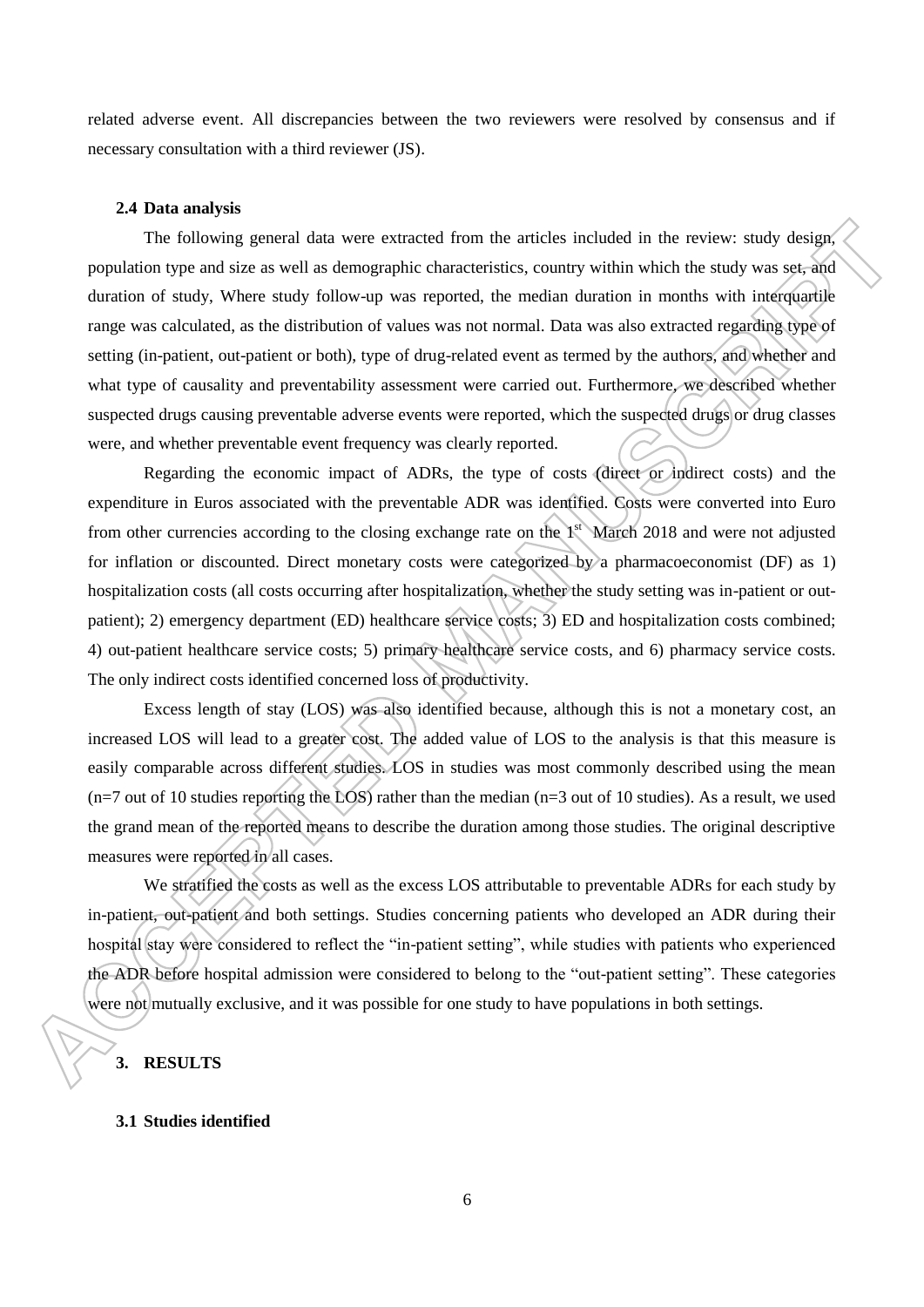related adverse event. All discrepancies between the two reviewers were resolved by consensus and if necessary consultation with a third reviewer (JS).

### 2.4 Data analysis

The following general data were extracted from the articles included in the review: study design, population type and size as well as demographic characteristics, country within which the study was set, and duration of study, Where study follow-up was reported, the median duration in months with interquartile range was calculated, as the distribution of values was not normal. Data was also extracted regarding type of setting (in-patient, out-patient or both), type of drug-related event as termed by the authors, and whether and what type of causality and preventability assessment were carried out. Furthermore, we described whether suspected drugs causing preventable adverse events were reported, which the suspected drugs or drug classes were, and whether preventable event frequency was clearly reported.

Regarding the economic impact of ADRs, the type of costs (direct or indirect costs) and the expenditure in Euros associated with the preventable ADR was identified. Costs were converted into Euro from other currencies according to the closing exchange rate on the 1st March 2018 and were not adjusted for inflation or discounted. Direct monetary costs were categorized by a pharmacoeconomist (DF) as 1) hospitalization costs (all costs occurring after hospitalization, whether the study setting was in-patient or out-patient); 2) emergency department (ED) healthcare service costs; 3) ED and hospitalization costs combined; 4) out-patient healthcare service costs; 5) primary healthcare service costs, and 6) pharmacy service costs. The only indirect costs identified concerned loss of productivity.

Excess length of stay (LOS) was also identified because, although this is not a monetary cost, an increased LOS will lead to a greater cost. The added value of LOS to the analysis is that this measure is easily comparable across different studies. LOS in studies was most commonly described using the mean (n=7 out of 10 studies reporting the LOS) rather than the median (n=3 out of 10 studies). As a result, we used the grand mean of the reported means to describe the duration among those studies. The original descriptive measures were reported in all cases.

We stratified the costs as well as the excess LOS attributable to preventable ADRs for each study by in-patient, out-patient and both settings. Studies concerning patients who developed an ADR during their hospital stay were considered to reflect the "in-patient setting", while studies with patients who experienced the ADR before hospital admission were considered to belong to the "out-patient setting". These categories were not mutually exclusive, and it was possible for one study to have populations in both settings.

## 3. RESULTS

### 3.1 Studies identified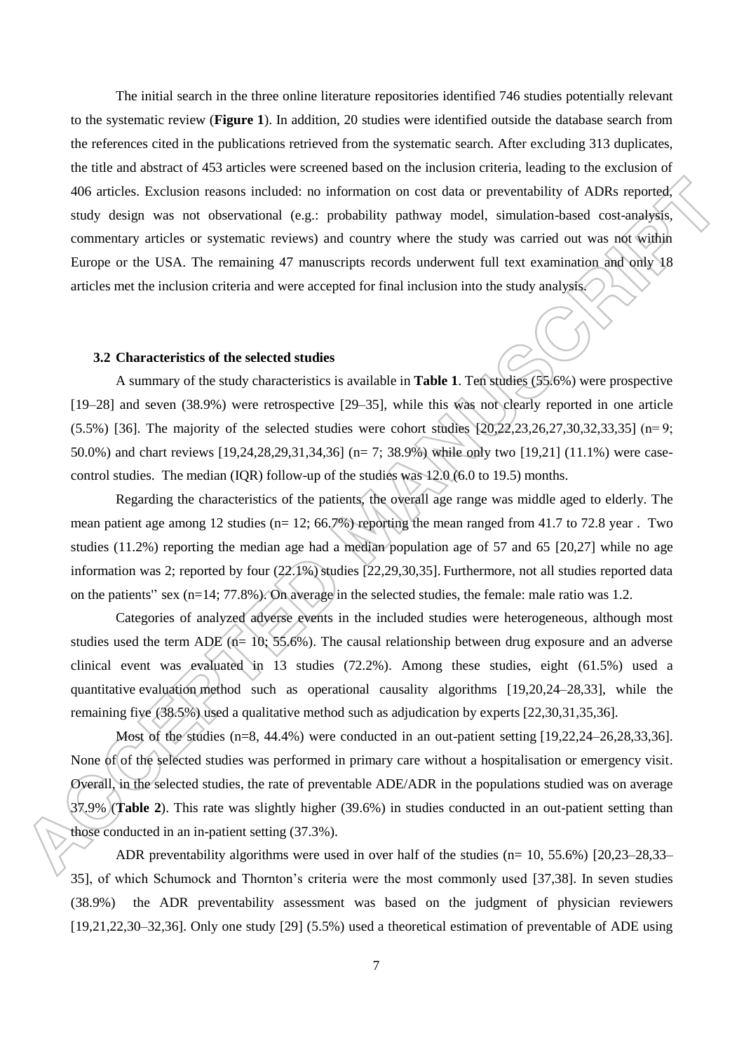The initial search in the three online literature repositories identified 746 studies potentially relevant to the systematic review (**Figure 1**). In addition, 20 studies were identified outside the database search from the references cited in the publications retrieved from the systematic search. After excluding 313 duplicates, the title and abstract of 453 articles were screened based on the inclusion criteria, leading to the exclusion of 406 articles. Exclusion reasons included: no information on cost data or preventability of ADRs reported, study design was not observational (e.g.: probability pathway model, simulation-based cost-analysis, commentary articles or systematic reviews) and country where the study was carried out was not within Europe or the USA. The remaining 47 manuscripts records underwent full text examination and only 18 articles met the inclusion criteria and were accepted for final inclusion into the study analysis.

### 3.2 Characteristics of the selected studies

A summary of the study characteristics is available in **Table 1**. Ten studies (55.6%) were prospective [19–28] and seven (38.9%) were retrospective [29–35], while this was not clearly reported in one article (5.5%) [36]. The majority of the selected studies were cohort studies [20,22,23,26,27,30,32,33,35] (n= 9; 50.0%) and chart reviews [19,24,28,29,31,34,36] (n= 7; 38.9%) while only two [19,21] (11.1%) were case-control studies. The median (IQR) follow-up of the studies was 12.0 (6.0 to 19.5) months.

Regarding the characteristics of the patients, the overall age range was middle aged to elderly. The mean patient age among 12 studies (n= 12; 66.7%) reporting the mean ranged from 41.7 to 72.8 year . Two studies (11.2%) reporting the median age had a median population age of 57 and 65 [20,27] while no age information was 2; reported by four (22.1%) studies [22,29,30,35]. Furthermore, not all studies reported data on the patients'' sex (n=14; 77.8%). On average in the selected studies, the female: male ratio was 1.2.

Categories of analyzed adverse events in the included studies were heterogeneous, although most studies used the term ADE (n= 10; 55.6%). The causal relationship between drug exposure and an adverse clinical event was evaluated in 13 studies (72.2%). Among these studies, eight (61.5%) used a quantitative evaluation method such as operational causality algorithms [19,20,24–28,33], while the remaining five (38.5%) used a qualitative method such as adjudication by experts [22,30,31,35,36].

Most of the studies (n=8, 44.4%) were conducted in an out-patient setting [19,22,24–26,28,33,36]. None of of the selected studies was performed in primary care without a hospitalisation or emergency visit. Overall, in the selected studies, the rate of preventable ADE/ADR in the populations studied was on average 37.9% (**Table 2**). This rate was slightly higher (39.6%) in studies conducted in an out-patient setting than those conducted in an in-patient setting (37.3%).

ADR preventability algorithms were used in over half of the studies (n= 10, 55.6%) [20,23–28,33–35], of which Schumock and Thornton's criteria were the most commonly used [37,38]. In seven studies (38.9%) the ADR preventability assessment was based on the judgment of physician reviewers [19,21,22,30–32,36]. Only one study [29] (5.5%) used a theoretical estimation of preventable of ADE using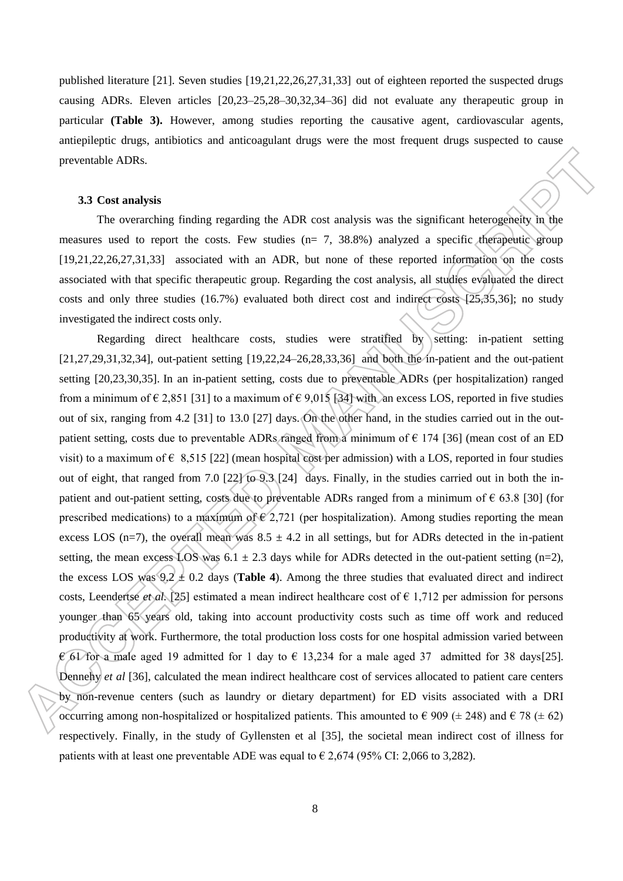published literature [21]. Seven studies [19,21,22,26,27,31,33] out of eighteen reported the suspected drugs causing ADRs. Eleven articles [20,23–25,28–30,32,34–36] did not evaluate any therapeutic group in particular **(Table 3).** However, among studies reporting the causative agent, cardiovascular agents, antiepileptic drugs, antibiotics and anticoagulant drugs were the most frequent drugs suspected to cause preventable ADRs.

### 3.3 Cost analysis

The overarching finding regarding the ADR cost analysis was the significant heterogeneity in the measures used to report the costs. Few studies (n= 7, 38.8%) analyzed a specific therapeutic group [19,21,22,26,27,31,33] associated with an ADR, but none of these reported information on the costs associated with that specific therapeutic group. Regarding the cost analysis, all studies evaluated the direct costs and only three studies (16.7%) evaluated both direct cost and indirect costs [25,35,36]; no study investigated the indirect costs only.

Regarding direct healthcare costs, studies were stratified by setting: in-patient setting [21,27,29,31,32,34], out-patient setting [19,22,24–26,28,33,36] and both the in-patient and the out-patient setting [20,23,30,35]. In an in-patient setting, costs due to preventable ADRs (per hospitalization) ranged from a minimum of € 2,851 [31] to a maximum of € 9,015 [34] with an excess LOS, reported in five studies out of six, ranging from 4.2 [31] to 13.0 [27] days. On the other hand, in the studies carried out in the out-patient setting, costs due to preventable ADRs ranged from a minimum of € 174 [36] (mean cost of an ED visit) to a maximum of € 8,515 [22] (mean hospital cost per admission) with a LOS, reported in four studies out of eight, that ranged from 7.0 [22] to 9.3 [24] days. Finally, in the studies carried out in both the in-patient and out-patient setting, costs due to preventable ADRs ranged from a minimum of € 63.8 [30] (for prescribed medications) to a maximum of € 2,721 (per hospitalization). Among studies reporting the mean excess LOS (n=7), the overall mean was 8.5 ± 4.2 in all settings, but for ADRs detected in the in-patient setting, the mean excess LOS was 6.1 ± 2.3 days while for ADRs detected in the out-patient setting (n=2), the excess LOS was 9.2 ± 0.2 days (**Table 4**). Among the three studies that evaluated direct and indirect costs, Leendertse *et al*. [25] estimated a mean indirect healthcare cost of € 1,712 per admission for persons younger than 65 years old, taking into account productivity costs such as time off work and reduced productivity at work. Furthermore, the total production loss costs for one hospital admission varied between € 61 for a male aged 19 admitted for 1 day to € 13,234 for a male aged 37 admitted for 38 days[25]. Dennehy *et al* [36], calculated the mean indirect healthcare cost of services allocated to patient care centers by non-revenue centers (such as laundry or dietary department) for ED visits associated with a DRI occurring among non-hospitalized or hospitalized patients. This amounted to € 909 (± 248) and € 78 (± 62) respectively. Finally, in the study of Gyllensten et al [35], the societal mean indirect cost of illness for patients with at least one preventable ADE was equal to € 2,674 (95% CI: 2,066 to 3,282).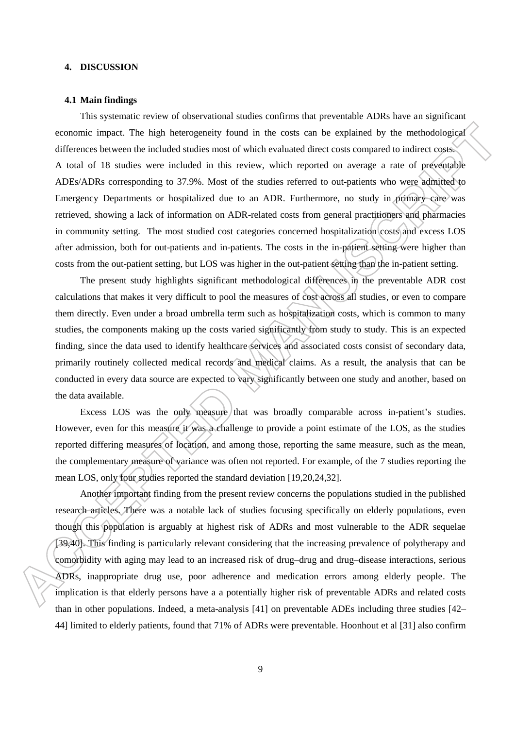## 4. DISCUSSION

### 4.1 Main findings

This systematic review of observational studies confirms that preventable ADRs have an significant economic impact. The high heterogeneity found in the costs can be explained by the methodological differences between the included studies most of which evaluated direct costs compared to indirect costs. A total of 18 studies were included in this review, which reported on average a rate of preventable ADEs/ADRs corresponding to 37.9%. Most of the studies referred to out-patients who were admitted to Emergency Departments or hospitalized due to an ADR. Furthermore, no study in primary care was retrieved, showing a lack of information on ADR-related costs from general practitioners and pharmacies in community setting. The most studied cost categories concerned hospitalization costs and excess LOS after admission, both for out-patients and in-patients. The costs in the in-patient setting were higher than costs from the out-patient setting, but LOS was higher in the out-patient setting than the in-patient setting.

The present study highlights significant methodological differences in the preventable ADR cost calculations that makes it very difficult to pool the measures of cost across all studies, or even to compare them directly. Even under a broad umbrella term such as hospitalization costs, which is common to many studies, the components making up the costs varied significantly from study to study. This is an expected finding, since the data used to identify healthcare services and associated costs consist of secondary data, primarily routinely collected medical records and medical claims. As a result, the analysis that can be conducted in every data source are expected to vary significantly between one study and another, based on the data available.

Excess LOS was the only measure that was broadly comparable across in-patient's studies. However, even for this measure it was a challenge to provide a point estimate of the LOS, as the studies reported differing measures of location, and among those, reporting the same measure, such as the mean, the complementary measure of variance was often not reported. For example, of the 7 studies reporting the mean LOS, only four studies reported the standard deviation [19,20,24,32].

Another important finding from the present review concerns the populations studied in the published research articles. There was a notable lack of studies focusing specifically on elderly populations, even though this population is arguably at highest risk of ADRs and most vulnerable to the ADR sequelae [39,40]. This finding is particularly relevant considering that the increasing prevalence of polytherapy and comorbidity with aging may lead to an increased risk of drug–drug and drug–disease interactions, serious ADRs, inappropriate drug use, poor adherence and medication errors among elderly people. The implication is that elderly persons have a a potentially higher risk of preventable ADRs and related costs than in other populations. Indeed, a meta-analysis [41] on preventable ADEs including three studies [42–44] limited to elderly patients, found that 71% of ADRs were preventable. Hoonhout et al [31] also confirm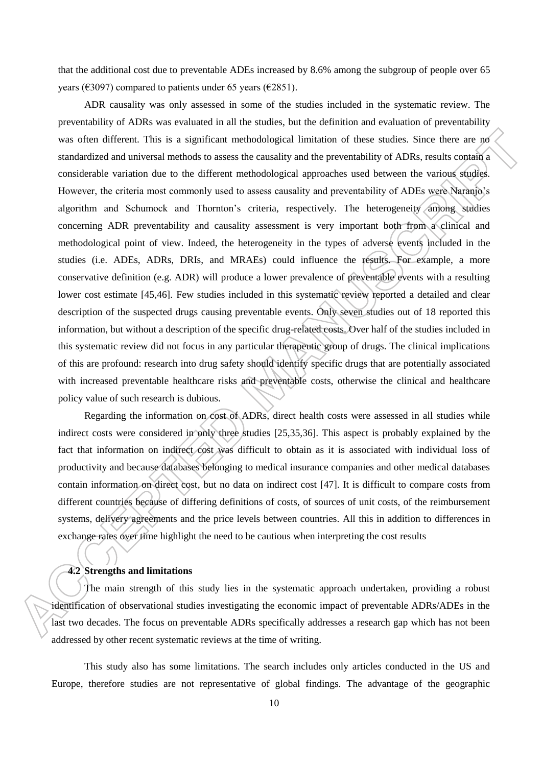that the additional cost due to preventable ADEs increased by 8.6% among the subgroup of people over 65 years (€3097) compared to patients under 65 years (€2851).

ADR causality was only assessed in some of the studies included in the systematic review. The preventability of ADRs was evaluated in all the studies, but the definition and evaluation of preventability was often different. This is a significant methodological limitation of these studies. Since there are no standardized and universal methods to assess the causality and the preventability of ADRs, results contain a considerable variation due to the different methodological approaches used between the various studies. However, the criteria most commonly used to assess causality and preventability of ADEs were Naranjo's algorithm and Schumock and Thornton's criteria, respectively. The heterogeneity among studies concerning ADR preventability and causality assessment is very important both from a clinical and methodological point of view. Indeed, the heterogeneity in the types of adverse events included in the studies (i.e. ADEs, ADRs, DRIs, and MRAEs) could influence the results. For example, a more conservative definition (e.g. ADR) will produce a lower prevalence of preventable events with a resulting lower cost estimate [45,46]. Few studies included in this systematic review reported a detailed and clear description of the suspected drugs causing preventable events. Only seven studies out of 18 reported this information, but without a description of the specific drug-related costs. Over half of the studies included in this systematic review did not focus in any particular therapeutic group of drugs. The clinical implications of this are profound: research into drug safety should identify specific drugs that are potentially associated with increased preventable healthcare risks and preventable costs, otherwise the clinical and healthcare policy value of such research is dubious.

Regarding the information on cost of ADRs, direct health costs were assessed in all studies while indirect costs were considered in only three studies [25,35,36]. This aspect is probably explained by the fact that information on indirect cost was difficult to obtain as it is associated with individual loss of productivity and because databases belonging to medical insurance companies and other medical databases contain information on direct cost, but no data on indirect cost [47]. It is difficult to compare costs from different countries because of differing definitions of costs, of sources of unit costs, of the reimbursement systems, delivery agreements and the price levels between countries. All this in addition to differences in exchange rates over time highlight the need to be cautious when interpreting the cost results

### 4.2 Strengths and limitations

The main strength of this study lies in the systematic approach undertaken, providing a robust identification of observational studies investigating the economic impact of preventable ADRs/ADEs in the last two decades. The focus on preventable ADRs specifically addresses a research gap which has not been addressed by other recent systematic reviews at the time of writing.

This study also has some limitations. The search includes only articles conducted in the US and Europe, therefore studies are not representative of global findings. The advantage of the geographic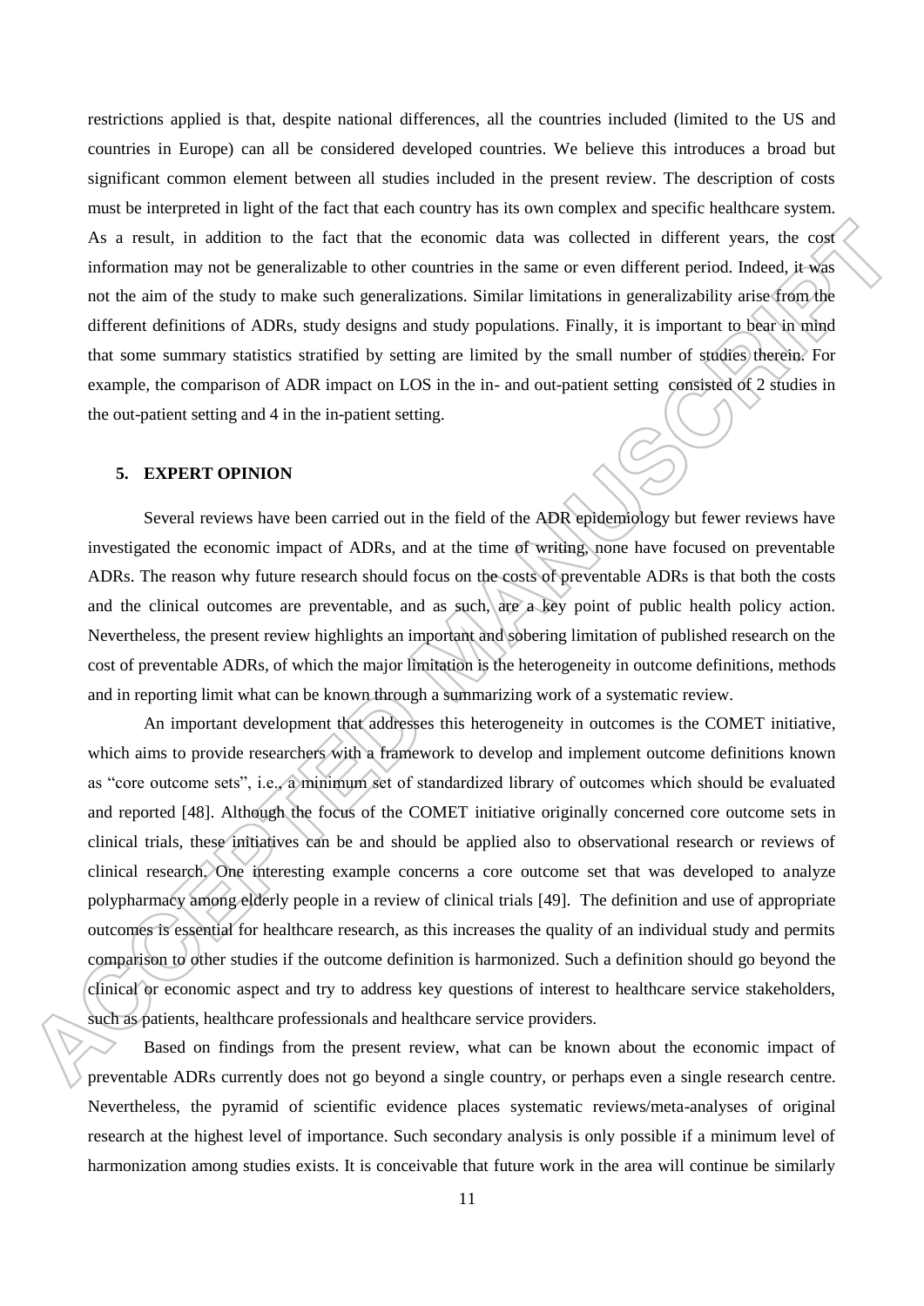restrictions applied is that, despite national differences, all the countries included (limited to the US and countries in Europe) can all be considered developed countries. We believe this introduces a broad but significant common element between all studies included in the present review. The description of costs must be interpreted in light of the fact that each country has its own complex and specific healthcare system. As a result, in addition to the fact that the economic data was collected in different years, the cost information may not be generalizable to other countries in the same or even different period. Indeed, it was not the aim of the study to make such generalizations. Similar limitations in generalizability arise from the different definitions of ADRs, study designs and study populations. Finally, it is important to bear in mind that some summary statistics stratified by setting are limited by the small number of studies therein. For example, the comparison of ADR impact on LOS in the in- and out-patient setting consisted of 2 studies in the out-patient setting and 4 in the in-patient setting.

## 5. EXPERT OPINION

Several reviews have been carried out in the field of the ADR epidemiology but fewer reviews have investigated the economic impact of ADRs, and at the time of writing, none have focused on preventable ADRs. The reason why future research should focus on the costs of preventable ADRs is that both the costs and the clinical outcomes are preventable, and as such, are a key point of public health policy action. Nevertheless, the present review highlights an important and sobering limitation of published research on the cost of preventable ADRs, of which the major limitation is the heterogeneity in outcome definitions, methods and in reporting limit what can be known through a summarizing work of a systematic review.

An important development that addresses this heterogeneity in outcomes is the COMET initiative, which aims to provide researchers with a framework to develop and implement outcome definitions known as "core outcome sets", i.e., a minimum set of standardized library of outcomes which should be evaluated and reported [48]. Although the focus of the COMET initiative originally concerned core outcome sets in clinical trials, these initiatives can be and should be applied also to observational research or reviews of clinical research. One interesting example concerns a core outcome set that was developed to analyze polypharmacy among elderly people in a review of clinical trials [49]. The definition and use of appropriate outcomes is essential for healthcare research, as this increases the quality of an individual study and permits comparison to other studies if the outcome definition is harmonized. Such a definition should go beyond the clinical or economic aspect and try to address key questions of interest to healthcare service stakeholders, such as patients, healthcare professionals and healthcare service providers.

Based on findings from the present review, what can be known about the economic impact of preventable ADRs currently does not go beyond a single country, or perhaps even a single research centre. Nevertheless, the pyramid of scientific evidence places systematic reviews/meta-analyses of original research at the highest level of importance. Such secondary analysis is only possible if a minimum level of harmonization among studies exists. It is conceivable that future work in the area will continue be similarly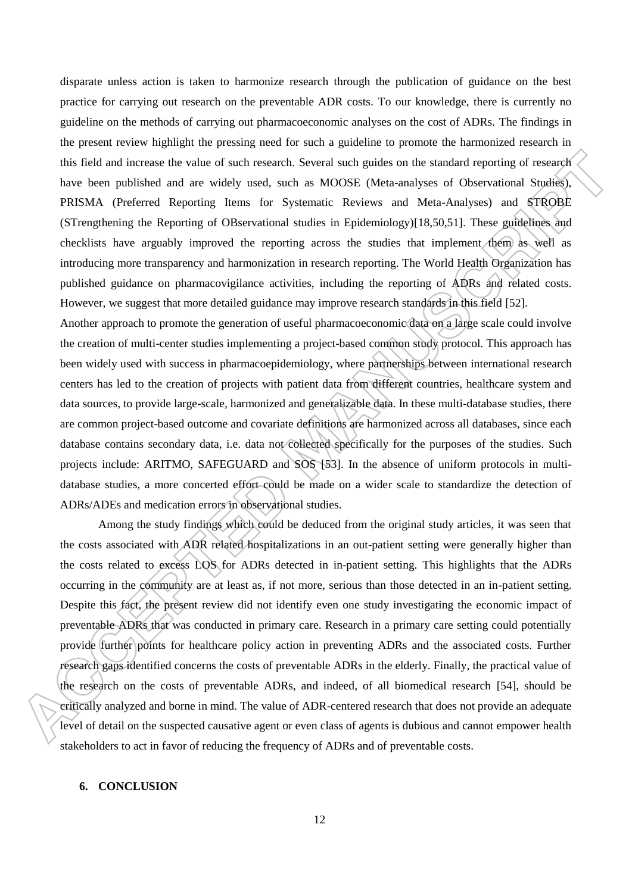disparate unless action is taken to harmonize research through the publication of guidance on the best practice for carrying out research on the preventable ADR costs. To our knowledge, there is currently no guideline on the methods of carrying out pharmacoeconomic analyses on the cost of ADRs. The findings in the present review highlight the pressing need for such a guideline to promote the harmonized research in this field and increase the value of such research. Several such guides on the standard reporting of research have been published and are widely used, such as MOOSE (Meta-analyses of Observational Studies), PRISMA (Preferred Reporting Items for Systematic Reviews and Meta-Analyses) and STROBE (STrengthening the Reporting of OBservational studies in Epidemiology)[18,50,51]. These guidelines and checklists have arguably improved the reporting across the studies that implement them as well as introducing more transparency and harmonization in research reporting. The World Health Organization has published guidance on pharmacovigilance activities, including the reporting of ADRs and related costs. However, we suggest that more detailed guidance may improve research standards in this field [52].

Another approach to promote the generation of useful pharmacoeconomic data on a large scale could involve the creation of multi-center studies implementing a project-based common study protocol. This approach has been widely used with success in pharmacoepidemiology, where partnerships between international research centers has led to the creation of projects with patient data from different countries, healthcare system and data sources, to provide large-scale, harmonized and generalizable data. In these multi-database studies, there are common project-based outcome and covariate definitions are harmonized across all databases, since each database contains secondary data, i.e. data not collected specifically for the purposes of the studies. Such projects include: ARITMO, SAFEGUARD and SOS [53]. In the absence of uniform protocols in multi-database studies, a more concerted effort could be made on a wider scale to standardize the detection of ADRs/ADEs and medication errors in observational studies.

Among the study findings which could be deduced from the original study articles, it was seen that the costs associated with ADR related hospitalizations in an out-patient setting were generally higher than the costs related to excess LOS for ADRs detected in in-patient setting. This highlights that the ADRs occurring in the community are at least as, if not more, serious than those detected in an in-patient setting. Despite this fact, the present review did not identify even one study investigating the economic impact of preventable ADRs that was conducted in primary care. Research in a primary care setting could potentially provide further points for healthcare policy action in preventing ADRs and the associated costs. Further research gaps identified concerns the costs of preventable ADRs in the elderly. Finally, the practical value of the research on the costs of preventable ADRs, and indeed, of all biomedical research [54], should be critically analyzed and borne in mind. The value of ADR-centered research that does not provide an adequate level of detail on the suspected causative agent or even class of agents is dubious and cannot empower health stakeholders to act in favor of reducing the frequency of ADRs and of preventable costs.

## 6. CONCLUSION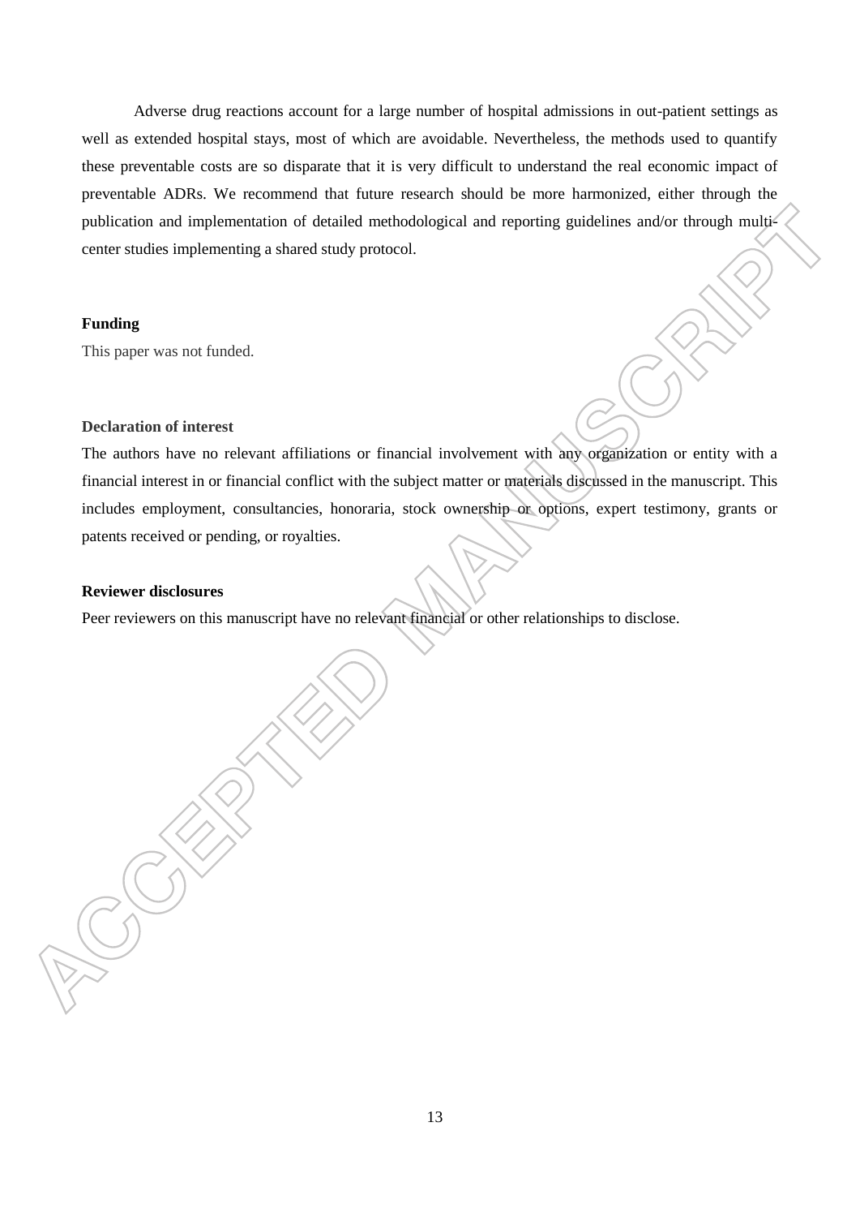Adverse drug reactions account for a large number of hospital admissions in out-patient settings as well as extended hospital stays, most of which are avoidable. Nevertheless, the methods used to quantify these preventable costs are so disparate that it is very difficult to understand the real economic impact of preventable ADRs. We recommend that future research should be more harmonized, either through the publication and implementation of detailed methodological and reporting guidelines and/or through multi-center studies implementing a shared study protocol.

**Funding**

This paper was not funded.

**Declaration of interest**

The authors have no relevant affiliations or financial involvement with any organization or entity with a financial interest in or financial conflict with the subject matter or materials discussed in the manuscript. This includes employment, consultancies, honoraria, stock ownership or options, expert testimony, grants or patents received or pending, or royalties.

**Reviewer disclosures**

Peer reviewers on this manuscript have no relevant financial or other relationships to disclose.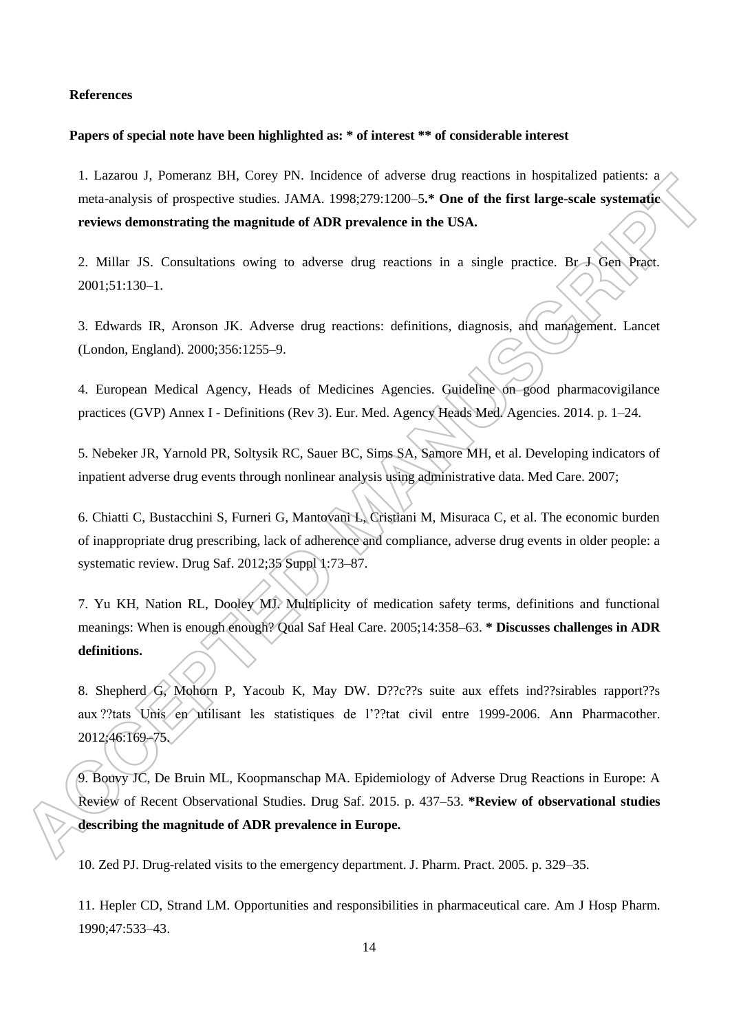**References**

**Papers of special note have been highlighted as: * of interest ** of considerable interest**

1. Lazarou J, Pomeranz BH, Corey PN. Incidence of adverse drug reactions in hospitalized patients: a meta-analysis of prospective studies. JAMA. 1998;279:1200–5.**\* One of the first large-scale systematic reviews demonstrating the magnitude of ADR prevalence in the USA.**

2. Millar JS. Consultations owing to adverse drug reactions in a single practice. Br J Gen Pract. 2001;51:130–1.

3. Edwards IR, Aronson JK. Adverse drug reactions: definitions, diagnosis, and management. Lancet (London, England). 2000;356:1255–9.

4. European Medical Agency, Heads of Medicines Agencies. Guideline on good pharmacovigilance practices (GVP) Annex I - Definitions (Rev 3). Eur. Med. Agency Heads Med. Agencies. 2014. p. 1–24.

5. Nebeker JR, Yarnold PR, Soltysik RC, Sauer BC, Sims SA, Samore MH, et al. Developing indicators of inpatient adverse drug events through nonlinear analysis using administrative data. Med Care. 2007;

6. Chiatti C, Bustacchini S, Furneri G, Mantovani L, Cristiani M, Misuraca C, et al. The economic burden of inappropriate drug prescribing, lack of adherence and compliance, adverse drug events in older people: a systematic review. Drug Saf. 2012;35 Suppl 1:73–87.

7. Yu KH, Nation RL, Dooley MJ. Multiplicity of medication safety terms, definitions and functional meanings: When is enough enough? Qual Saf Heal Care. 2005;14:358–63. **\* Discusses challenges in ADR definitions.**

8. Shepherd G, Mohorn P, Yacoub K, May DW. D??c??s suite aux effets ind??sirables rapport??s aux ??tats Unis en utilisant les statistiques de l'??tat civil entre 1999-2006. Ann Pharmacother. 2012;46:169–75.

9. Bouvy JC, De Bruin ML, Koopmanschap MA. Epidemiology of Adverse Drug Reactions in Europe: A Review of Recent Observational Studies. Drug Saf. 2015. p. 437–53. **\*Review of observational studies describing the magnitude of ADR prevalence in Europe.**

10. Zed PJ. Drug-related visits to the emergency department. J. Pharm. Pract. 2005. p. 329–35.

11. Hepler CD, Strand LM. Opportunities and responsibilities in pharmaceutical care. Am J Hosp Pharm. 1990;47:533–43.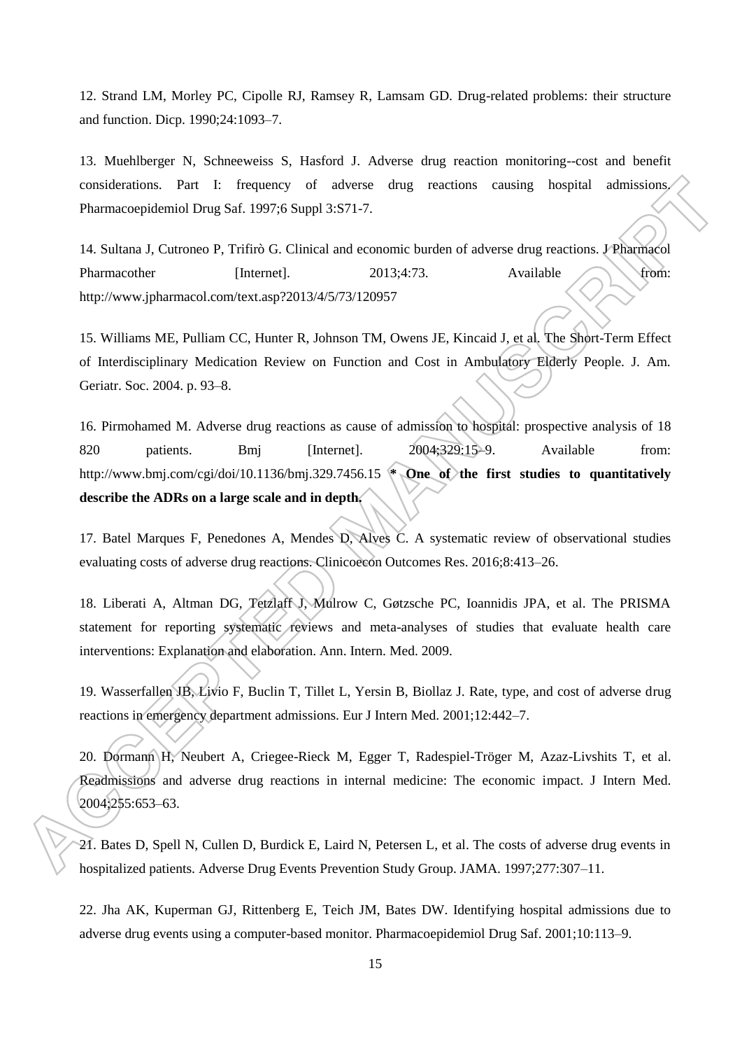12. Strand LM, Morley PC, Cipolle RJ, Ramsey R, Lamsam GD. Drug-related problems: their structure and function. Dicp. 1990;24:1093–7.

13. Muehlberger N, Schneeweiss S, Hasford J. Adverse drug reaction monitoring--cost and benefit considerations. Part I: frequency of adverse drug reactions causing hospital admissions. Pharmacoepidemiol Drug Saf. 1997;6 Suppl 3:S71-7.

14. Sultana J, Cutroneo P, Trifirò G. Clinical and economic burden of adverse drug reactions. J Pharmacol Pharmacother [Internet]. 2013;4:73. Available from: http://www.jpharmacol.com/text.asp?2013/4/5/73/120957

15. Williams ME, Pulliam CC, Hunter R, Johnson TM, Owens JE, Kincaid J, et al. The Short-Term Effect of Interdisciplinary Medication Review on Function and Cost in Ambulatory Elderly People. J. Am. Geriatr. Soc. 2004. p. 93–8.

16. Pirmohamed M. Adverse drug reactions as cause of admission to hospital: prospective analysis of 18 820 patients. Bmj [Internet]. 2004;329:15–9. Available from: http://www.bmj.com/cgi/doi/10.1136/bmj.329.7456.15 **\* One of the first studies to quantitatively describe the ADRs on a large scale and in depth.**

17. Batel Marques F, Penedones A, Mendes D, Alves C. A systematic review of observational studies evaluating costs of adverse drug reactions. Clinicoecon Outcomes Res. 2016;8:413–26.

18. Liberati A, Altman DG, Tetzlaff J, Mulrow C, Gøtzsche PC, Ioannidis JPA, et al. The PRISMA statement for reporting systematic reviews and meta-analyses of studies that evaluate health care interventions: Explanation and elaboration. Ann. Intern. Med. 2009.

19. Wasserfallen JB, Livio F, Buclin T, Tillet L, Yersin B, Biollaz J. Rate, type, and cost of adverse drug reactions in emergency department admissions. Eur J Intern Med. 2001;12:442–7.

20. Dormann H, Neubert A, Criegee-Rieck M, Egger T, Radespiel-Tröger M, Azaz-Livshits T, et al. Readmissions and adverse drug reactions in internal medicine: The economic impact. J Intern Med. 2004;255:653–63.

21. Bates D, Spell N, Cullen D, Burdick E, Laird N, Petersen L, et al. The costs of adverse drug events in hospitalized patients. Adverse Drug Events Prevention Study Group. JAMA. 1997;277:307–11.

22. Jha AK, Kuperman GJ, Rittenberg E, Teich JM, Bates DW. Identifying hospital admissions due to adverse drug events using a computer-based monitor. Pharmacoepidemiol Drug Saf. 2001;10:113–9.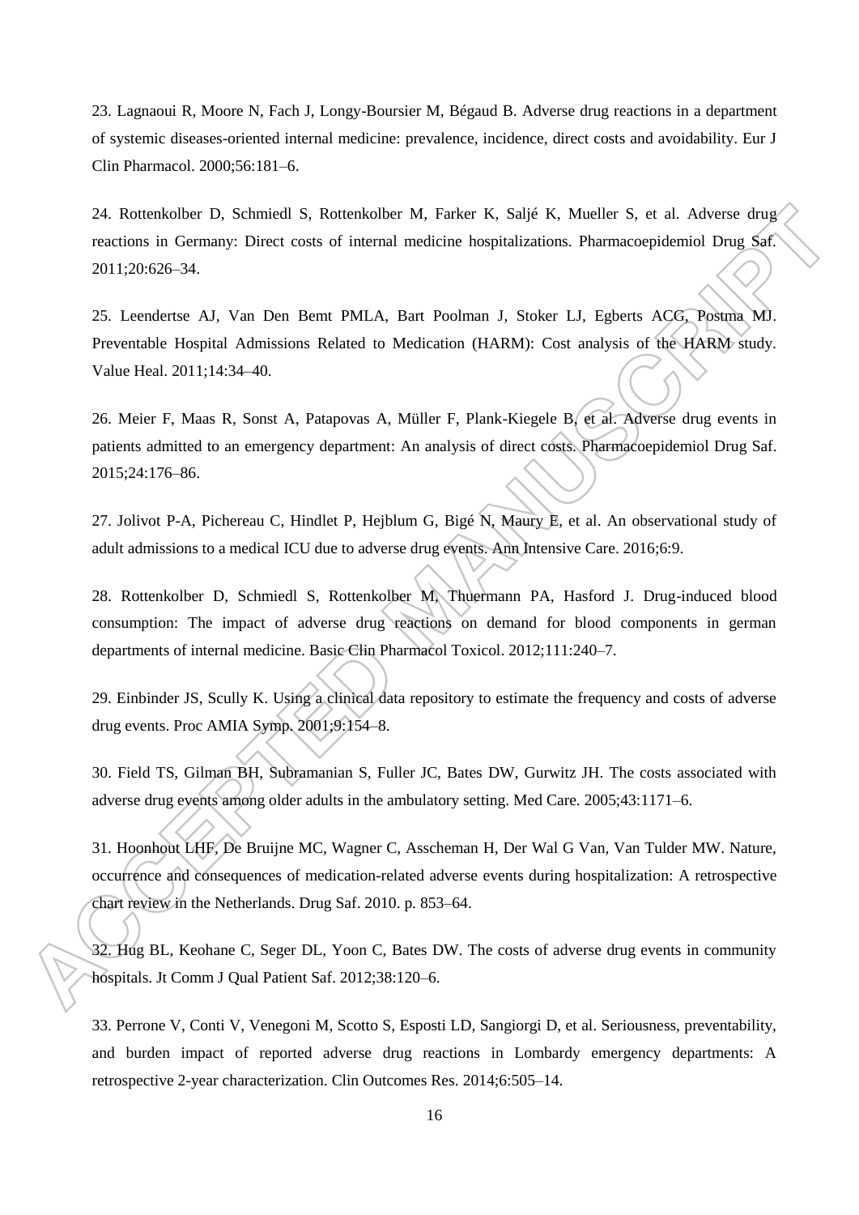23. Lagnaoui R, Moore N, Fach J, Longy-Boursier M, Bégaud B. Adverse drug reactions in a department of systemic diseases-oriented internal medicine: prevalence, incidence, direct costs and avoidability. Eur J Clin Pharmacol. 2000;56:181–6.

24. Rottenkolber D, Schmiedl S, Rottenkolber M, Farker K, Saljé K, Mueller S, et al. Adverse drug reactions in Germany: Direct costs of internal medicine hospitalizations. Pharmacoepidemiol Drug Saf. 2011;20:626–34.

25. Leendertse AJ, Van Den Bemt PMLA, Bart Poolman J, Stoker LJ, Egberts ACG, Postma MJ. Preventable Hospital Admissions Related to Medication (HARM): Cost analysis of the HARM study. Value Heal. 2011;14:34–40.

26. Meier F, Maas R, Sonst A, Patapovas A, Müller F, Plank-Kiegele B, et al. Adverse drug events in patients admitted to an emergency department: An analysis of direct costs. Pharmacoepidemiol Drug Saf. 2015;24:176–86.

27. Jolivot P-A, Pichereau C, Hindlet P, Hejblum G, Bigé N, Maury E, et al. An observational study of adult admissions to a medical ICU due to adverse drug events. Ann Intensive Care. 2016;6:9.

28. Rottenkolber D, Schmiedl S, Rottenkolber M, Thuermann PA, Hasford J. Drug-induced blood consumption: The impact of adverse drug reactions on demand for blood components in german departments of internal medicine. Basic Clin Pharmacol Toxicol. 2012;111:240–7.

29. Einbinder JS, Scully K. Using a clinical data repository to estimate the frequency and costs of adverse drug events. Proc AMIA Symp. 2001;9:154–8.

30. Field TS, Gilman BH, Subramanian S, Fuller JC, Bates DW, Gurwitz JH. The costs associated with adverse drug events among older adults in the ambulatory setting. Med Care. 2005;43:1171–6.

31. Hoonhout LHF, De Bruijne MC, Wagner C, Asscheman H, Der Wal G Van, Van Tulder MW. Nature, occurrence and consequences of medication-related adverse events during hospitalization: A retrospective chart review in the Netherlands. Drug Saf. 2010. p. 853–64.

32. Hug BL, Keohane C, Seger DL, Yoon C, Bates DW. The costs of adverse drug events in community hospitals. Jt Comm J Qual Patient Saf. 2012;38:120–6.

33. Perrone V, Conti V, Venegoni M, Scotto S, Esposti LD, Sangiorgi D, et al. Seriousness, preventability, and burden impact of reported adverse drug reactions in Lombardy emergency departments: A retrospective 2-year characterization. Clin Outcomes Res. 2014;6:505–14.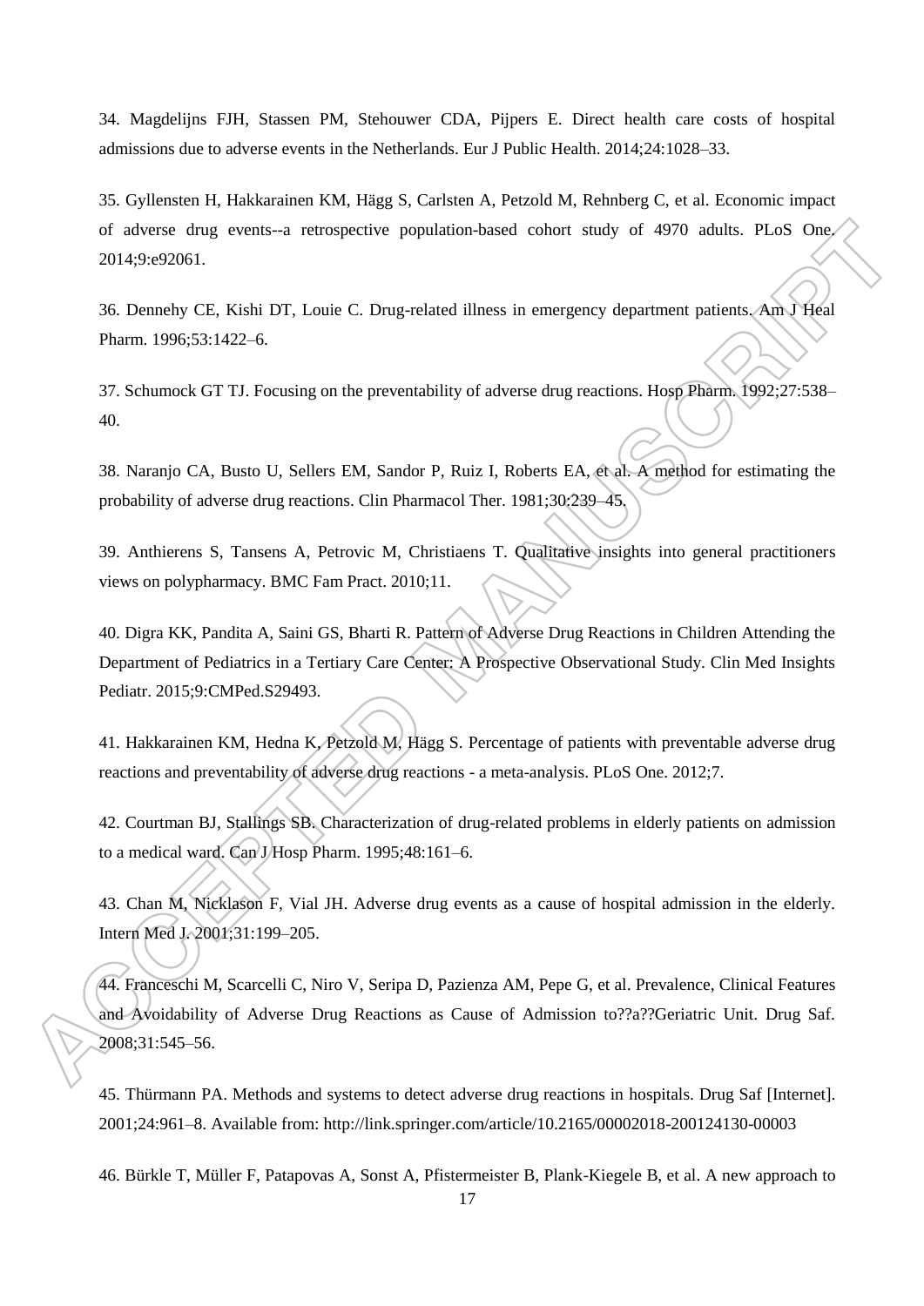34. Magdelijns FJH, Stassen PM, Stehouwer CDA, Pijpers E. Direct health care costs of hospital admissions due to adverse events in the Netherlands. Eur J Public Health. 2014;24:1028–33.

35. Gyllensten H, Hakkarainen KM, Hägg S, Carlsten A, Petzold M, Rehnberg C, et al. Economic impact of adverse drug events--a retrospective population-based cohort study of 4970 adults. PLoS One. 2014;9:e92061.

36. Dennehy CE, Kishi DT, Louie C. Drug-related illness in emergency department patients. Am J Heal Pharm. 1996;53:1422–6.

37. Schumock GT TJ. Focusing on the preventability of adverse drug reactions. Hosp Pharm. 1992;27:538–40.

38. Naranjo CA, Busto U, Sellers EM, Sandor P, Ruiz I, Roberts EA, et al. A method for estimating the probability of adverse drug reactions. Clin Pharmacol Ther. 1981;30:239–45.

39. Anthierens S, Tansens A, Petrovic M, Christiaens T. Qualitative insights into general practitioners views on polypharmacy. BMC Fam Pract. 2010;11.

40. Digra KK, Pandita A, Saini GS, Bharti R. Pattern of Adverse Drug Reactions in Children Attending the Department of Pediatrics in a Tertiary Care Center: A Prospective Observational Study. Clin Med Insights Pediatr. 2015;9:CMPed.S29493.

41. Hakkarainen KM, Hedna K, Petzold M, Hägg S. Percentage of patients with preventable adverse drug reactions and preventability of adverse drug reactions - a meta-analysis. PLoS One. 2012;7.

42. Courtman BJ, Stallings SB. Characterization of drug-related problems in elderly patients on admission to a medical ward. Can J Hosp Pharm. 1995;48:161–6.

43. Chan M, Nicklason F, Vial JH. Adverse drug events as a cause of hospital admission in the elderly. Intern Med J. 2001;31:199–205.

44. Franceschi M, Scarcelli C, Niro V, Seripa D, Pazienza AM, Pepe G, et al. Prevalence, Clinical Features and Avoidability of Adverse Drug Reactions as Cause of Admission to??a??Geriatric Unit. Drug Saf. 2008;31:545–56.

45. Thürmann PA. Methods and systems to detect adverse drug reactions in hospitals. Drug Saf [Internet]. 2001;24:961–8. Available from: http://link.springer.com/article/10.2165/00002018-200124130-00003

46. Bürkle T, Müller F, Patapovas A, Sonst A, Pfistermeister B, Plank-Kiegele B, et al. A new approach to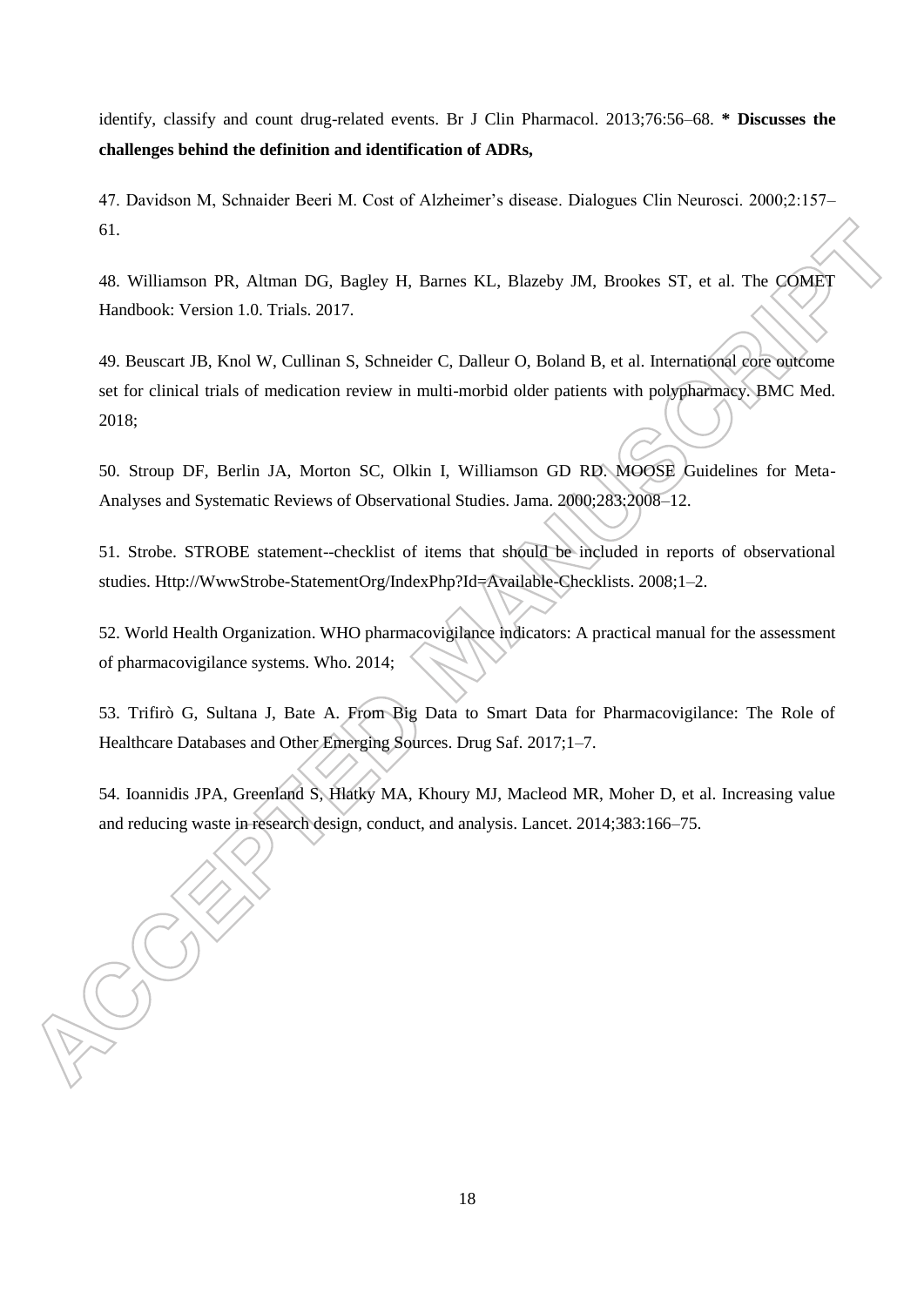identify, classify and count drug-related events. Br J Clin Pharmacol. 2013;76:56–68. **\* Discusses the challenges behind the definition and identification of ADRs,**

47. Davidson M, Schnaider Beeri M. Cost of Alzheimer's disease. Dialogues Clin Neurosci. 2000;2:157–61.

48. Williamson PR, Altman DG, Bagley H, Barnes KL, Blazeby JM, Brookes ST, et al. The COMET Handbook: Version 1.0. Trials. 2017.

49. Beuscart JB, Knol W, Cullinan S, Schneider C, Dalleur O, Boland B, et al. International core outcome set for clinical trials of medication review in multi-morbid older patients with polypharmacy. BMC Med. 2018;

50. Stroup DF, Berlin JA, Morton SC, Olkin I, Williamson GD RD. MOOSE Guidelines for Meta-Analyses and Systematic Reviews of Observational Studies. Jama. 2000;283:2008–12.

51. Strobe. STROBE statement--checklist of items that should be included in reports of observational studies. Http://WwwStrobe-StatementOrg/IndexPhp?Id=Available-Checklists. 2008;1–2.

52. World Health Organization. WHO pharmacovigilance indicators: A practical manual for the assessment of pharmacovigilance systems. Who. 2014;

53. Trifirò G, Sultana J, Bate A. From Big Data to Smart Data for Pharmacovigilance: The Role of Healthcare Databases and Other Emerging Sources. Drug Saf. 2017;1–7.

54. Ioannidis JPA, Greenland S, Hlatky MA, Khoury MJ, Macleod MR, Moher D, et al. Increasing value and reducing waste in research design, conduct, and analysis. Lancet. 2014;383:166–75.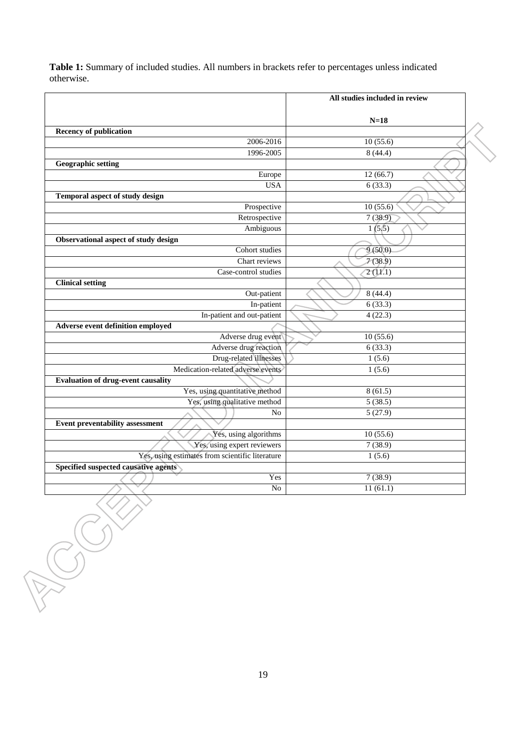**Table 1:** Summary of included studies. All numbers in brackets refer to percentages unless indicated otherwise.

| | All studies included in review N=18 |
|---|---|
| **Recency of publication** | |
| 2006-2016 | 10 (55.6) |
| 1996-2005 | 8 (44.4) |
| **Geographic setting** | |
| Europe | 12 (66.7) |
| USA | 6 (33.3) |
| **Temporal aspect of study design** | |
| Prospective | 10 (55.6) |
| Retrospective | 7 (38.9) |
| Ambiguous | 1 (5.5) |
| **Observational aspect of study design** | |
| Cohort studies | 9 (50.0) |
| Chart reviews | 7 (38.9) |
| Case-control studies | 2 (11.1) |
| **Clinical setting** | |
| Out-patient | 8 (44.4) |
| In-patient | 6 (33.3) |
| In-patient and out-patient | 4 (22.3) |
| **Adverse event definition employed** | |
| Adverse drug event | 10 (55.6) |
| Adverse drug reaction | 6 (33.3) |
| Drug-related illnesses | 1 (5.6) |
| Medication-related adverse events | 1 (5.6) |
| **Evaluation of drug-event causality** | |
| Yes, using quantitative method | 8 (61.5) |
| Yes, using qualitative method | 5 (38.5) |
| No | 5 (27.9) |
| **Event preventability assessment** | |
| Yes, using algorithms | 10 (55.6) |
| Yes, using expert reviewers | 7 (38.9) |
| Yes, using estimates from scientific literature | 1 (5.6) |
| **Specified suspected causative agents** | |
| Yes | 7 (38.9) |
| No | 11 (61.1) |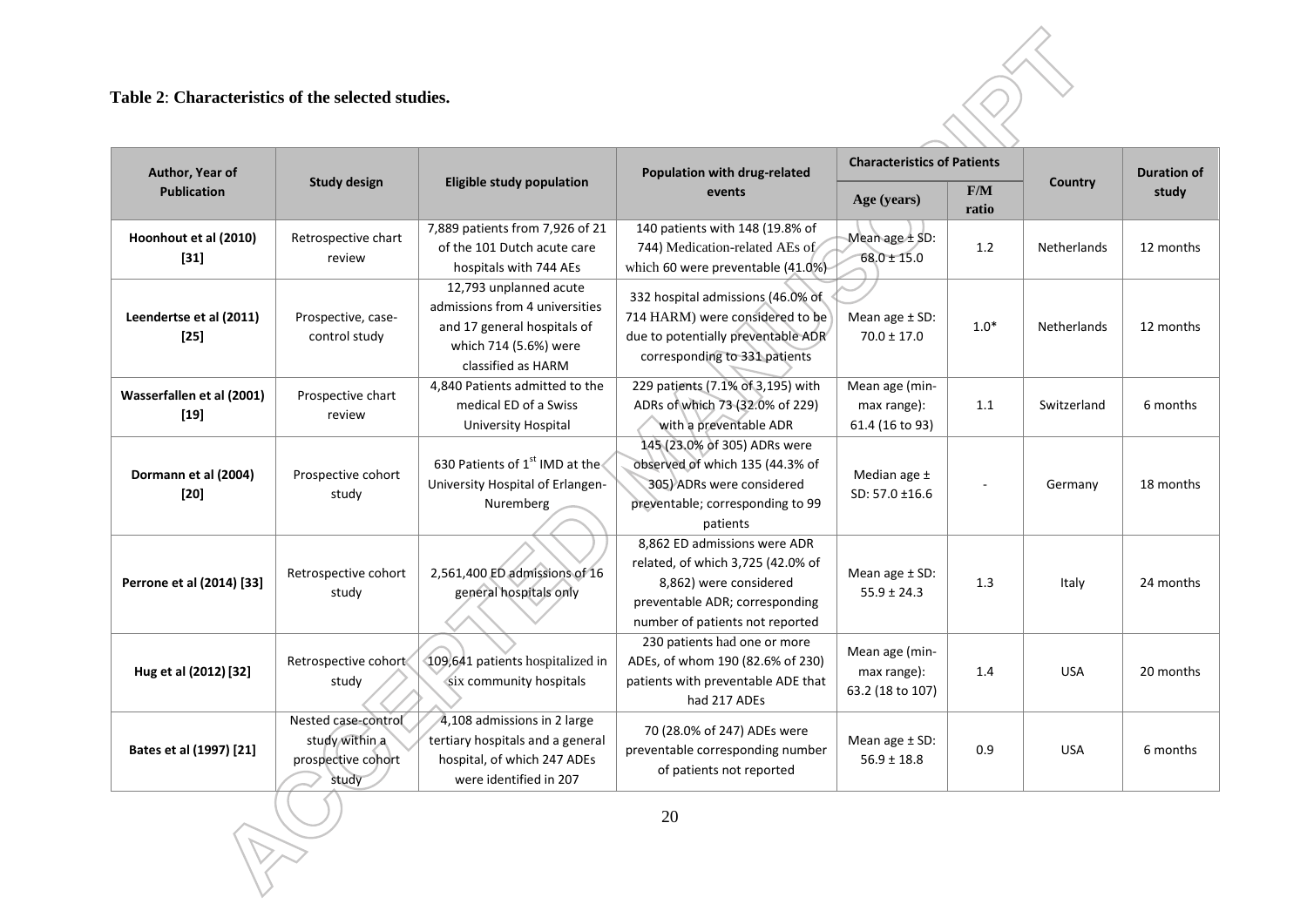**Table 2**: **Characteristics of the selected studies.**

| Author, Year of Publication | Study design | Eligible study population | Population with drug-related events | Characteristics of Patients | | Country | Duration of study |
|---|---|---|---|---|---|---|---|
| | | | | Age (years) | F/M ratio | | |
| Hoonhout et al (2010) [31] | Retrospective chart review | 7,889 patients from 7,926 of 21 of the 101 Dutch acute care hospitals with 744 AEs | 140 patients with 148 (19.8% of 744) Medication-related AEs of which 60 were preventable (41.0%) | Mean age ± SD: 68.0 ± 15.0 | 1.2 | Netherlands | 12 months |
| Leendertse et al (2011) [25] | Prospective, case-control study | 12,793 unplanned acute admissions from 4 universities and 17 general hospitals of which 714 (5.6%) were classified as HARM | 332 hospital admissions (46.0% of 714 HARM) were considered to be due to potentially preventable ADR corresponding to 331 patients | Mean age ± SD: 70.0 ± 17.0 | 1.0* | Netherlands | 12 months |
| Wasserfallen et al (2001) [19] | Prospective chart review | 4,840 Patients admitted to the medical ED of a Swiss University Hospital | 229 patients (7.1% of 3,195) with ADRs of which 73 (32.0% of 229) with a preventable ADR | Mean age (min-max range): 61.4 (16 to 93) | 1.1 | Switzerland | 6 months |
| Dormann et al (2004) [20] | Prospective cohort study | 630 Patients of 1st IMD at the University Hospital of Erlangen-Nuremberg | 145 (23.0% of 305) ADRs were observed of which 135 (44.3% of 305) ADRs were considered preventable; corresponding to 99 patients | Median age ± SD: 57.0 ±16.6 | - | Germany | 18 months |
| Perrone et al (2014) [33] | Retrospective cohort study | 2,561,400 ED admissions of 16 general hospitals only | 8,862 ED admissions were ADR related, of which 3,725 (42.0% of 8,862) were considered preventable ADR; corresponding number of patients not reported | Mean age ± SD: 55.9 ± 24.3 | 1.3 | Italy | 24 months |
| Hug et al (2012) [32] | Retrospective cohort study | 109,641 patients hospitalized in six community hospitals | 230 patients had one or more ADEs, of whom 190 (82.6% of 230) patients with preventable ADE that had 217 ADEs | Mean age (min-max range): 63.2 (18 to 107) | 1.4 | USA | 20 months |
| Bates et al (1997) [21] | Nested case-control study within a prospective cohort study | 4,108 admissions in 2 large tertiary hospitals and a general hospital, of which 247 ADEs were identified in 207 | 70 (28.0% of 247) ADEs were preventable corresponding number of patients not reported | Mean age ± SD: 56.9 ± 18.8 | 0.9 | USA | 6 months |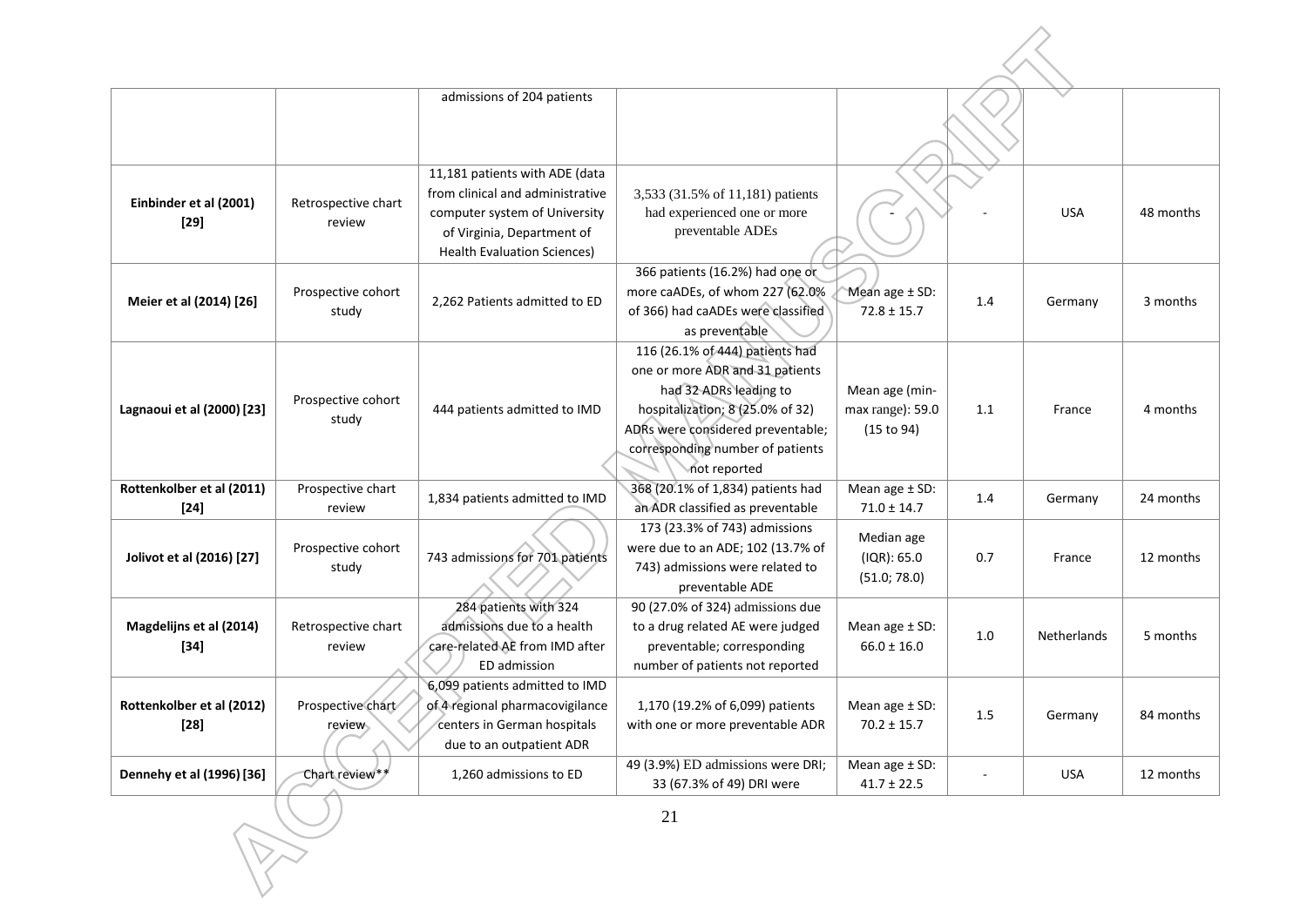| | | | | | | | |
|---|---|---|---|---|---|---|---|
| | | admissions of 204 patients | | | | | |
| **Einbinder et al (2001) [29]** | Retrospective chart review | 11,181 patients with ADE (data from clinical and administrative computer system of University of Virginia, Department of Health Evaluation Sciences) | 3,533 (31.5% of 11,181) patients had experienced one or more preventable ADEs | - | - | USA | 48 months |
| **Meier et al (2014) [26]** | Prospective cohort study | 2,262 Patients admitted to ED | 366 patients (16.2%) had one or more caADEs, of whom 227 (62.0% of 366) had caADEs were classified as preventable | Mean age ± SD: 72.8 ± 15.7 | 1.4 | Germany | 3 months |
| **Lagnaoui et al (2000) [23]** | Prospective cohort study | 444 patients admitted to IMD | 116 (26.1% of 444) patients had one or more ADR and 31 patients had 32 ADRs leading to hospitalization; 8 (25.0% of 32) ADRs were considered preventable; corresponding number of patients not reported | Mean age (min-max range): 59.0 (15 to 94) | 1.1 | France | 4 months |
| **Rottenkolber et al (2011) [24]** | Prospective chart review | 1,834 patients admitted to IMD | 368 (20.1% of 1,834) patients had an ADR classified as preventable | Mean age ± SD: 71.0 ± 14.7 | 1.4 | Germany | 24 months |
| **Jolivot et al (2016) [27]** | Prospective cohort study | 743 admissions for 701 patients | 173 (23.3% of 743) admissions were due to an ADE; 102 (13.7% of 743) admissions were related to preventable ADE | Median age (IQR): 65.0 (51.0; 78.0) | 0.7 | France | 12 months |
| **Magdelijns et al (2014) [34]** | Retrospective chart review | 284 patients with 324 admissions due to a health care-related AE from IMD after ED admission | 90 (27.0% of 324) admissions due to a drug related AE were judged preventable; corresponding number of patients not reported | Mean age ± SD: 66.0 ± 16.0 | 1.0 | Netherlands | 5 months |
| **Rottenkolber et al (2012) [28]** | Prospective chart review | 6,099 patients admitted to IMD of 4 regional pharmacovigilance centers in German hospitals due to an outpatient ADR | 1,170 (19.2% of 6,099) patients with one or more preventable ADR | Mean age ± SD: 70.2 ± 15.7 | 1.5 | Germany | 84 months |
| **Dennehy et al (1996) [36]** | Chart review** | 1,260 admissions to ED | 49 (3.9%) ED admissions were DRI; 33 (67.3% of 49) DRI were | Mean age ± SD: 41.7 ± 22.5 | - | USA | 12 months |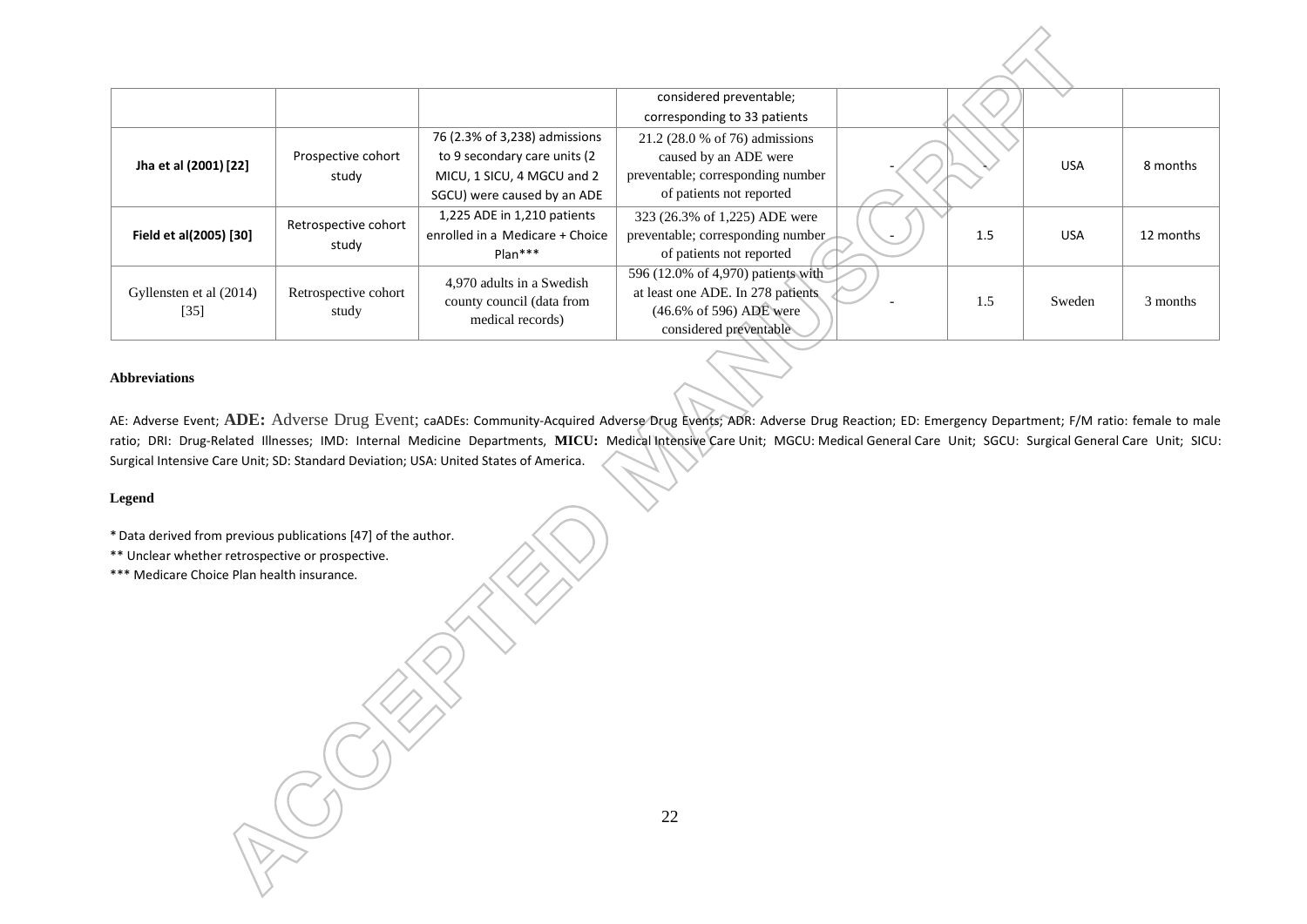|  |  |  | considered preventable; corresponding to 33 patients |  |  |  |  |
| --- | --- | --- | --- | --- | --- | --- | --- |
| **Jha et al (2001) [22]** | Prospective cohort study | 76 (2.3% of 3,238) admissions to 9 secondary care units (2 MICU, 1 SICU, 4 MGCU and 2 SGCU) were caused by an ADE | 21.2 (28.0 % of 76) admissions caused by an ADE were preventable; corresponding number of patients not reported | - | - | USA | 8 months |
| **Field et al(2005) [30]** | Retrospective cohort study | 1,225 ADE in 1,210 patients enrolled in a Medicare + Choice Plan*** | 323 (26.3% of 1,225) ADE were preventable; corresponding number of patients not reported | - | 1.5 | USA | 12 months |
| Gyllensten et al (2014) [35] | Retrospective cohort study | 4,970 adults in a Swedish county council (data from medical records) | 596 (12.0% of 4,970) patients with at least one ADE. In 278 patients (46.6% of 596) ADE were considered preventable | - | 1.5 | Sweden | 3 months |

**Abbreviations**

AE: Adverse Event; **ADE:** Adverse Drug Event; caADEs: Community-Acquired Adverse Drug Events; ADR: Adverse Drug Reaction; ED: Emergency Department; F/M ratio: female to male ratio; DRI: Drug-Related Illnesses; IMD: Internal Medicine Departments, **MICU:** Medical Intensive Care Unit; MGCU: Medical General Care Unit; SGCU: Surgical General Care Unit; SICU: Surgical Intensive Care Unit; SD: Standard Deviation; USA: United States of America.

**Legend**

* Data derived from previous publications [47] of the author.

** Unclear whether retrospective or prospective.

*** Medicare Choice Plan health insurance.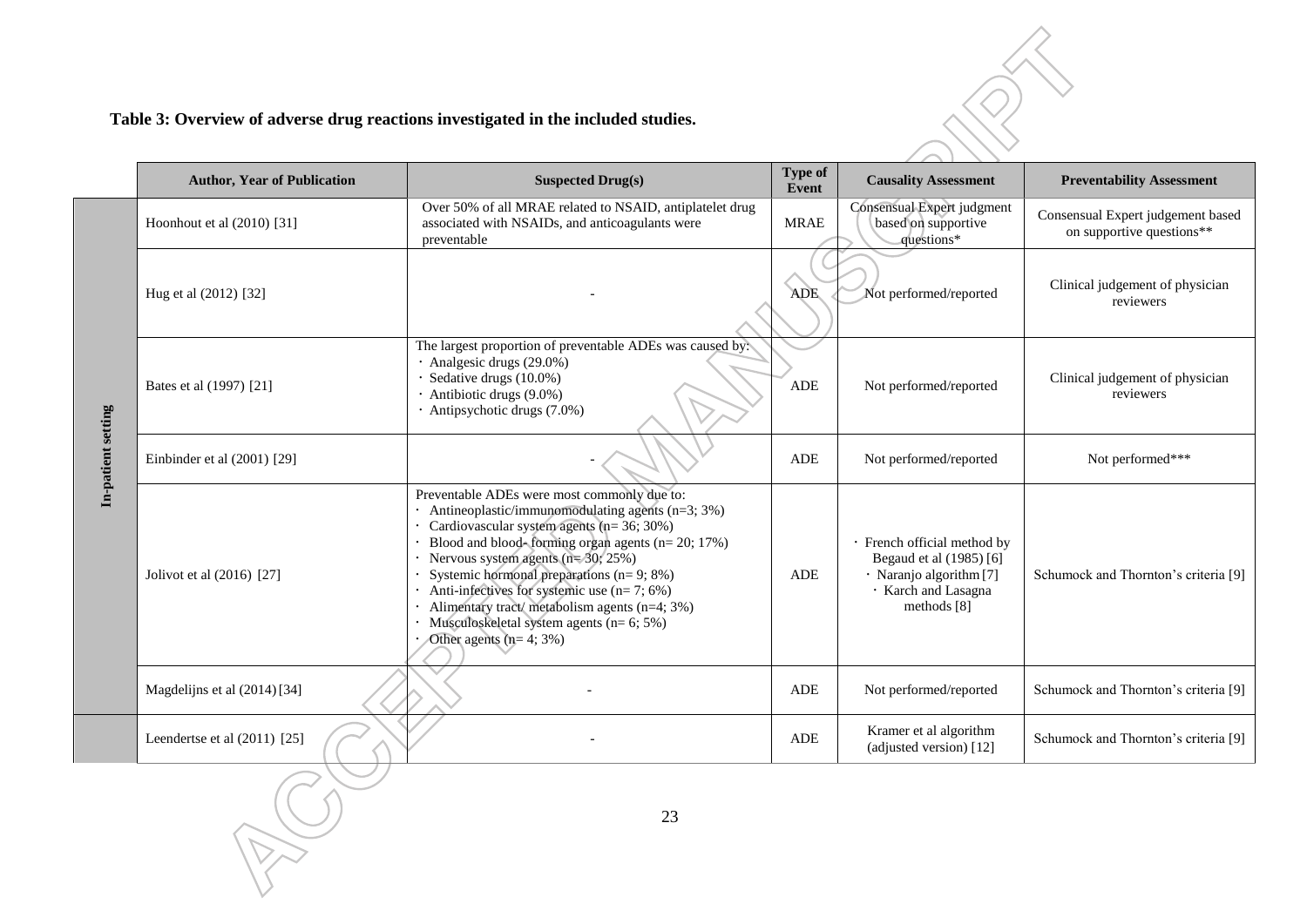**Table 3: Overview of adverse drug reactions investigated in the included studies.**

| | Author, Year of Publication | Suspected Drug(s) | Type of Event | Causality Assessment | Preventability Assessment |
|---|---|---|---|---|---|
| In-patient setting | Hoonhout et al (2010) [31] | Over 50% of all MRAE related to NSAID, antiplatelet drug associated with NSAIDs, and anticoagulants were preventable | MRAE | Consensual Expert judgment based on supportive questions* | Consensual Expert judgement based on supportive questions** |
| | Hug et al (2012) [32] | - | ADE | Not performed/reported | Clinical judgement of physician reviewers |
| | Bates et al (1997) [21] | The largest proportion of preventable ADEs was caused by: · Analgesic drugs (29.0%) · Sedative drugs (10.0%) · Antibiotic drugs (9.0%) · Antipsychotic drugs (7.0%) | ADE | Not performed/reported | Clinical judgement of physician reviewers |
| | Einbinder et al (2001) [29] | - | ADE | Not performed/reported | Not performed*** |
| | Jolivot et al (2016) [27] | Preventable ADEs were most commonly due to: · Antineoplastic/immunomodulating agents (n=3; 3%) · Cardiovascular system agents (n= 36; 30%) · Blood and blood- forming organ agents (n= 20; 17%) · Nervous system agents (n= 30; 25%) · Systemic hormonal preparations (n= 9; 8%) · Anti-infectives for systemic use (n= 7; 6%) · Alimentary tract/ metabolism agents (n=4; 3%) · Musculoskeletal system agents (n= 6; 5%) · Other agents (n= 4; 3%) | ADE | · French official method by Begaud et al (1985) [6] · Naranjo algorithm [7] · Karch and Lasagna methods [8] | Schumock and Thornton's criteria [9] |
| | Magdelijns et al (2014) [34] | - | ADE | Not performed/reported | Schumock and Thornton's criteria [9] |
| | Leendertse et al (2011) [25] | - | ADE | Kramer et al algorithm (adjusted version) [12] | Schumock and Thornton's criteria [9] |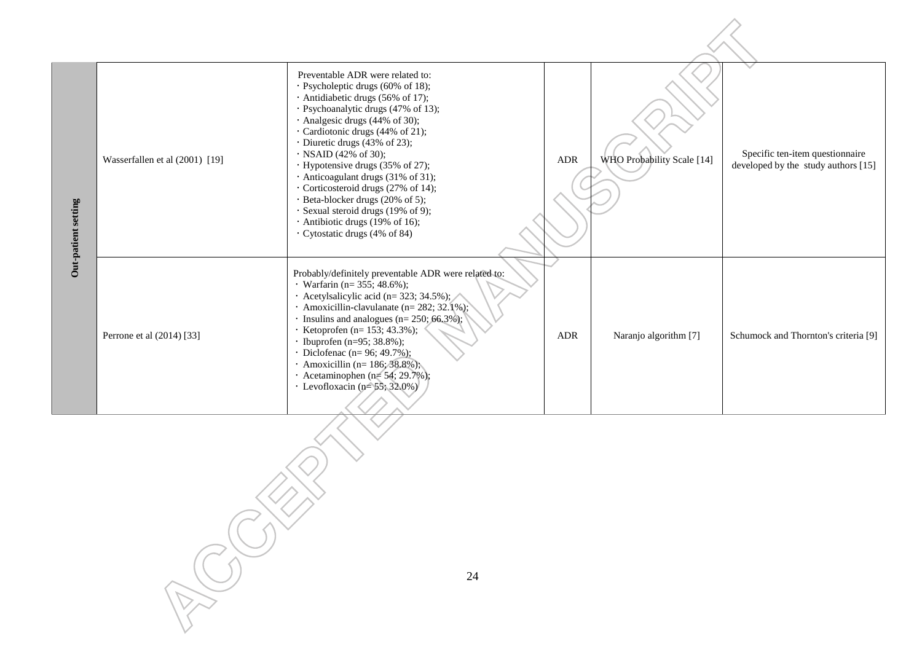| | | | | | |
|---|---|---|---|---|---|
| **Out-patient setting** | Wasserfallen et al (2001) [19] | Preventable ADR were related to:<br>· Psycholeptic drugs (60% of 18);<br>· Antidiabetic drugs (56% of 17);<br>· Psychoanalytic drugs (47% of 13);<br>· Analgesic drugs (44% of 30);<br>· Cardiotonic drugs (44% of 21);<br>· Diuretic drugs (43% of 23);<br>· NSAID (42% of 30);<br>· Hypotensive drugs (35% of 27);<br>· Anticoagulant drugs (31% of 31);<br>· Corticosteroid drugs (27% of 14);<br>· Beta-blocker drugs (20% of 5);<br>· Sexual steroid drugs (19% of 9);<br>· Antibiotic drugs (19% of 16);<br>· Cytostatic drugs (4% of 84) | ADR | WHO Probability Scale [14] | Specific ten-item questionnaire developed by the study authors [15] |
| | Perrone et al (2014) [33] | Probably/definitely preventable ADR were related to:<br>· Warfarin (n= 355; 48.6%);<br>· Acetylsalicylic acid (n= 323; 34.5%);<br>· Amoxicillin-clavulanate (n= 282; 32.1%);<br>· Insulins and analogues (n= 250; 66.3%);<br>· Ketoprofen (n= 153; 43.3%);<br>· Ibuprofen (n=95; 38.8%);<br>· Diclofenac (n= 96; 49.7%);<br>· Amoxicillin (n= 186; 38.8%);<br>· Acetaminophen (n= 54; 29.7%);<br>· Levofloxacin (n= 55; 32.0%) | ADR | Naranjo algorithm [7] | Schumock and Thornton's criteria [9] |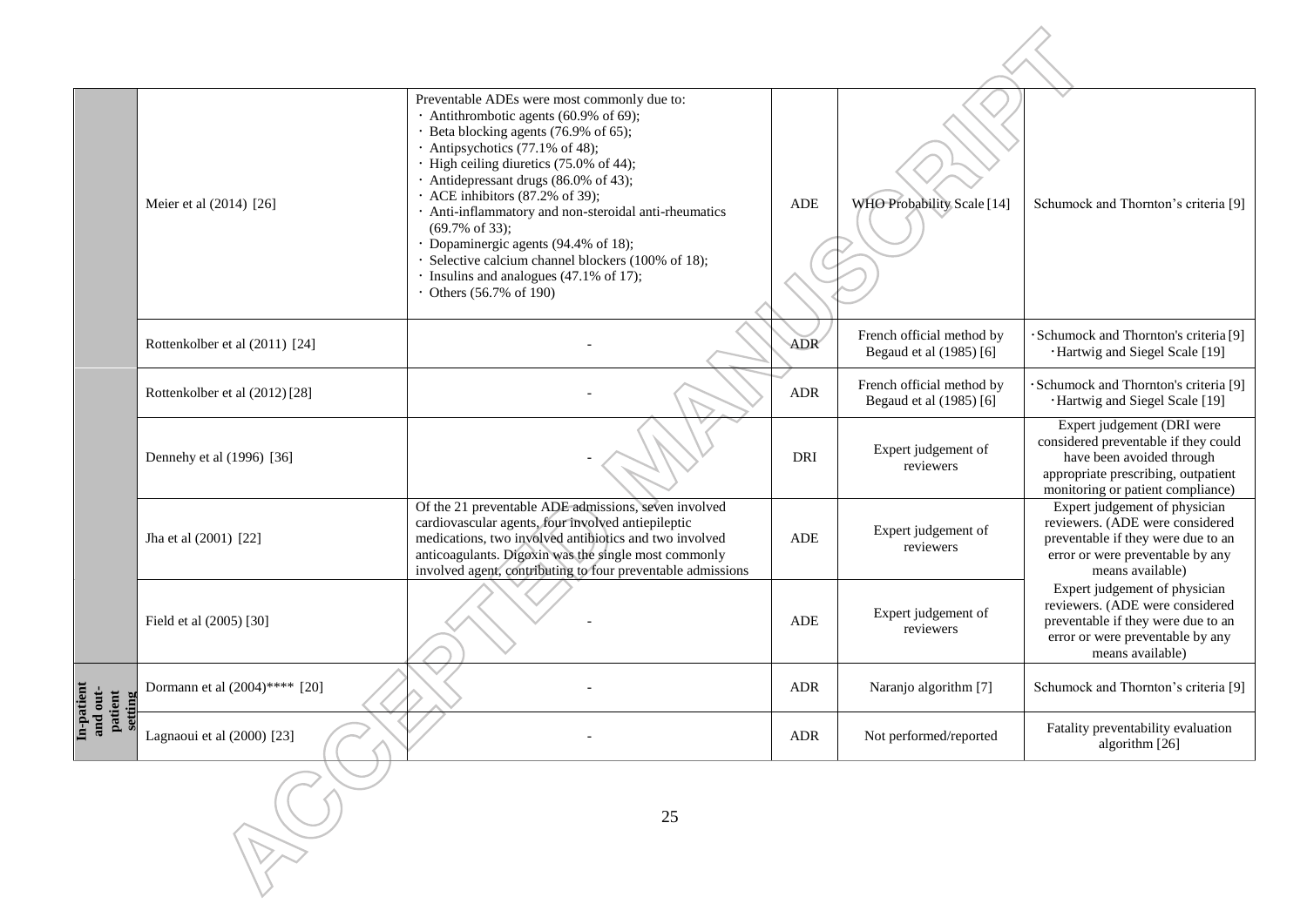| | | | | | |
|---|---|---|---|---|---|
| | Meier et al (2014) [26] | Preventable ADEs were most commonly due to:<br>· Antithrombotic agents (60.9% of 69);<br>· Beta blocking agents (76.9% of 65);<br>· Antipsychotics (77.1% of 48);<br>· High ceiling diuretics (75.0% of 44);<br>· Antidepressant drugs (86.0% of 43);<br>· ACE inhibitors (87.2% of 39);<br>· Anti-inflammatory and non-steroidal anti-rheumatics (69.7% of 33);<br>· Dopaminergic agents (94.4% of 18);<br>· Selective calcium channel blockers (100% of 18);<br>· Insulins and analogues (47.1% of 17);<br>· Others (56.7% of 190) | ADE | WHO Probability Scale [14] | Schumock and Thornton's criteria [9] |
| | Rottenkolber et al (2011) [24] | - | ADR | French official method by Begaud et al (1985) [6] | · Schumock and Thornton's criteria [9]<br>· Hartwig and Siegel Scale [19] |
| | Rottenkolber et al (2012) [28] | - | ADR | French official method by Begaud et al (1985) [6] | · Schumock and Thornton's criteria [9]<br>· Hartwig and Siegel Scale [19] |
| | Dennehy et al (1996) [36] | - | DRI | Expert judgement of reviewers | Expert judgement (DRI were considered preventable if they could have been avoided through appropriate prescribing, outpatient monitoring or patient compliance) |
| | Jha et al (2001) [22] | Of the 21 preventable ADE admissions, seven involved cardiovascular agents, four involved antiepileptic medications, two involved antibiotics and two involved anticoagulants. Digoxin was the single most commonly involved agent, contributing to four preventable admissions | ADE | Expert judgement of reviewers | Expert judgement of physician reviewers. (ADE were considered preventable if they were due to an error or were preventable by any means available) |
| | Field et al (2005) [30] | - | ADE | Expert judgement of reviewers | Expert judgement of physician reviewers. (ADE were considered preventable if they were due to an error or were preventable by any means available) |
| In-patient and out-patient setting | Dormann et al (2004)**** [20] | - | ADR | Naranjo algorithm [7] | Schumock and Thornton's criteria [9] |
| | Lagnaoui et al (2000) [23] | - | ADR | Not performed/reported | Fatality preventability evaluation algorithm [26] |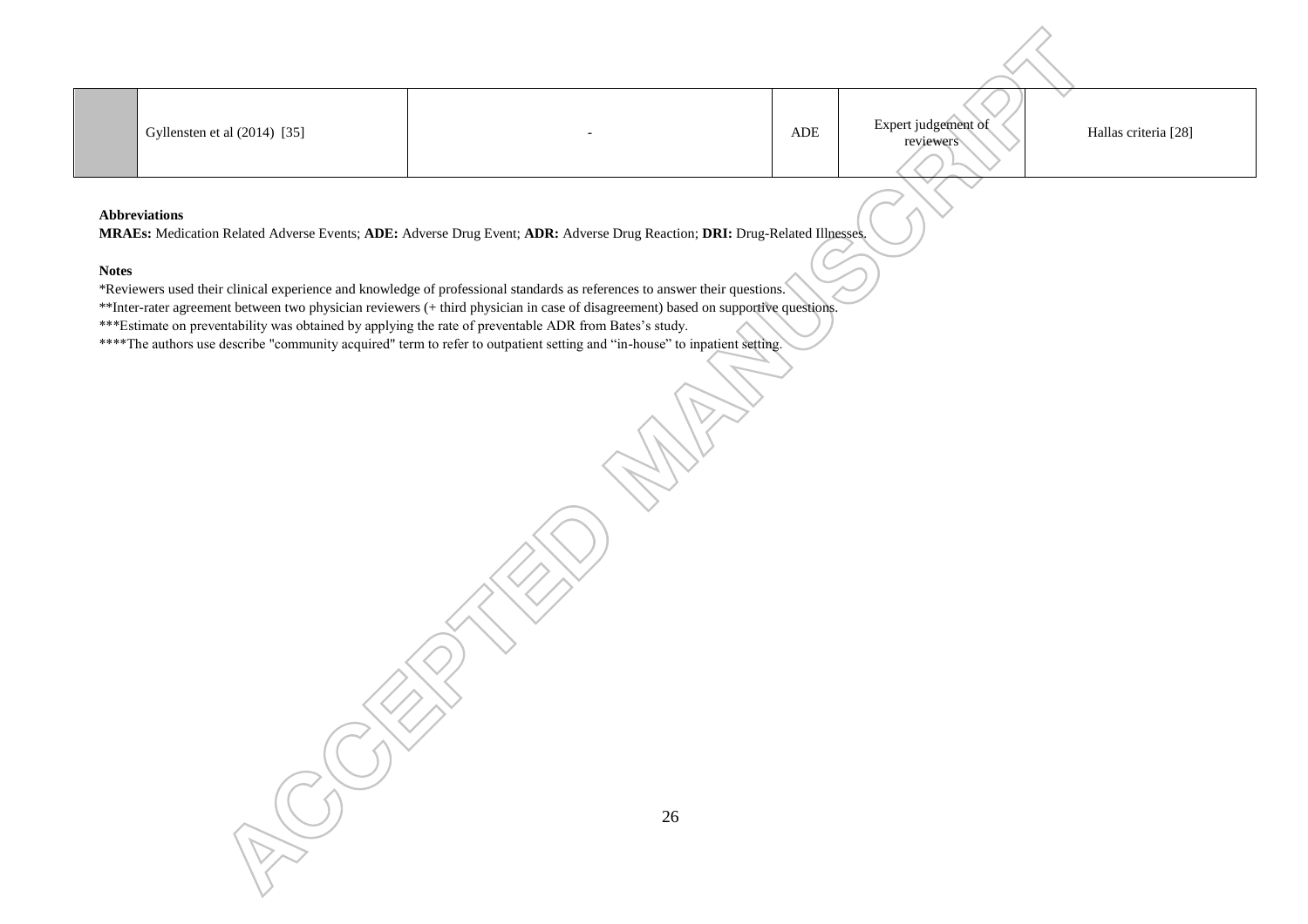|  | Gyllensten et al (2014) [35] | - | ADE | Expert judgement of reviewers | Hallas criteria [28] |
|---|---|---|---|---|---|

**Abbreviations**

**MRAEs:** Medication Related Adverse Events; **ADE:** Adverse Drug Event; **ADR:** Adverse Drug Reaction; **DRI:** Drug-Related Illnesses.

**Notes**

*Reviewers used their clinical experience and knowledge of professional standards as references to answer their questions.

**Inter-rater agreement between two physician reviewers (+ third physician in case of disagreement) based on supportive questions.

***Estimate on preventability was obtained by applying the rate of preventable ADR from Bates's study.

****The authors use describe "community acquired" term to refer to outpatient setting and "in-house" to inpatient setting.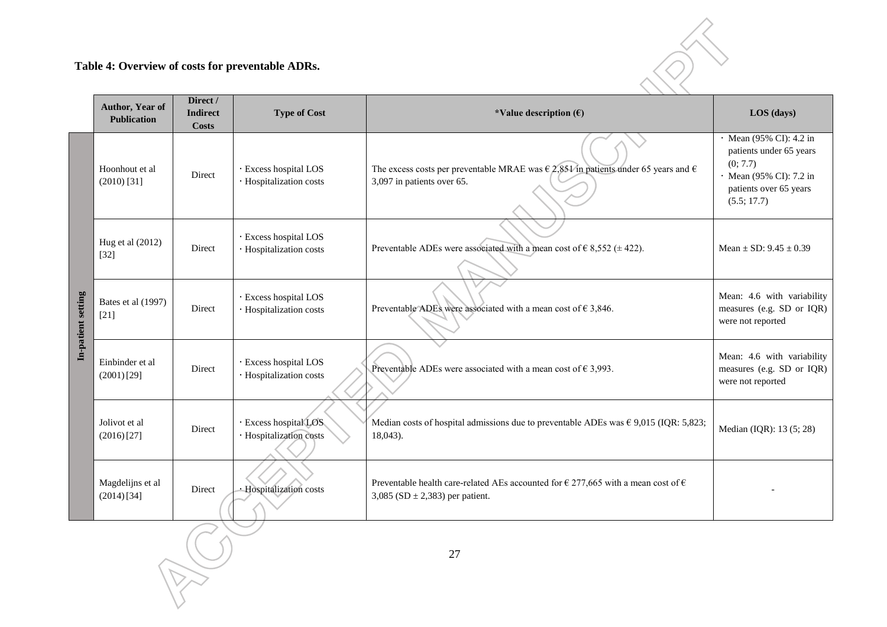**Table 4: Overview of costs for preventable ADRs.**

| | Author, Year of Publication | Direct / Indirect Costs | Type of Cost | *Value description (€) | LOS (days) |
|---|---|---|---|---|---|
| In-patient setting | Hoonhout et al (2010) [31] | Direct | · Excess hospital LOS<br>· Hospitalization costs | The excess costs per preventable MRAE was € 2,851 in patients under 65 years and € 3,097 in patients over 65. | · Mean (95% CI): 4.2 in patients under 65 years (0; 7.7)<br>· Mean (95% CI): 7.2 in patients over 65 years (5.5; 17.7) |
| | Hug et al (2012) [32] | Direct | · Excess hospital LOS<br>· Hospitalization costs | Preventable ADEs were associated with a mean cost of € 8,552 (± 422). | Mean ± SD: 9.45 ± 0.39 |
| | Bates et al (1997) [21] | Direct | · Excess hospital LOS<br>· Hospitalization costs | Preventable ADEs were associated with a mean cost of € 3,846. | Mean: 4.6 with variability measures (e.g. SD or IQR) were not reported |
| | Einbinder et al (2001) [29] | Direct | · Excess hospital LOS<br>· Hospitalization costs | Preventable ADEs were associated with a mean cost of € 3,993. | Mean: 4.6 with variability measures (e.g. SD or IQR) were not reported |
| | Jolivot et al (2016) [27] | Direct | · Excess hospital LOS<br>· Hospitalization costs | Median costs of hospital admissions due to preventable ADEs was € 9,015 (IQR: 5,823; 18,043). | Median (IQR): 13 (5; 28) |
| | Magdelijns et al (2014) [34] | Direct | · Hospitalization costs | Preventable health care-related AEs accounted for € 277,665 with a mean cost of € 3,085 (SD ± 2,383) per patient. | - |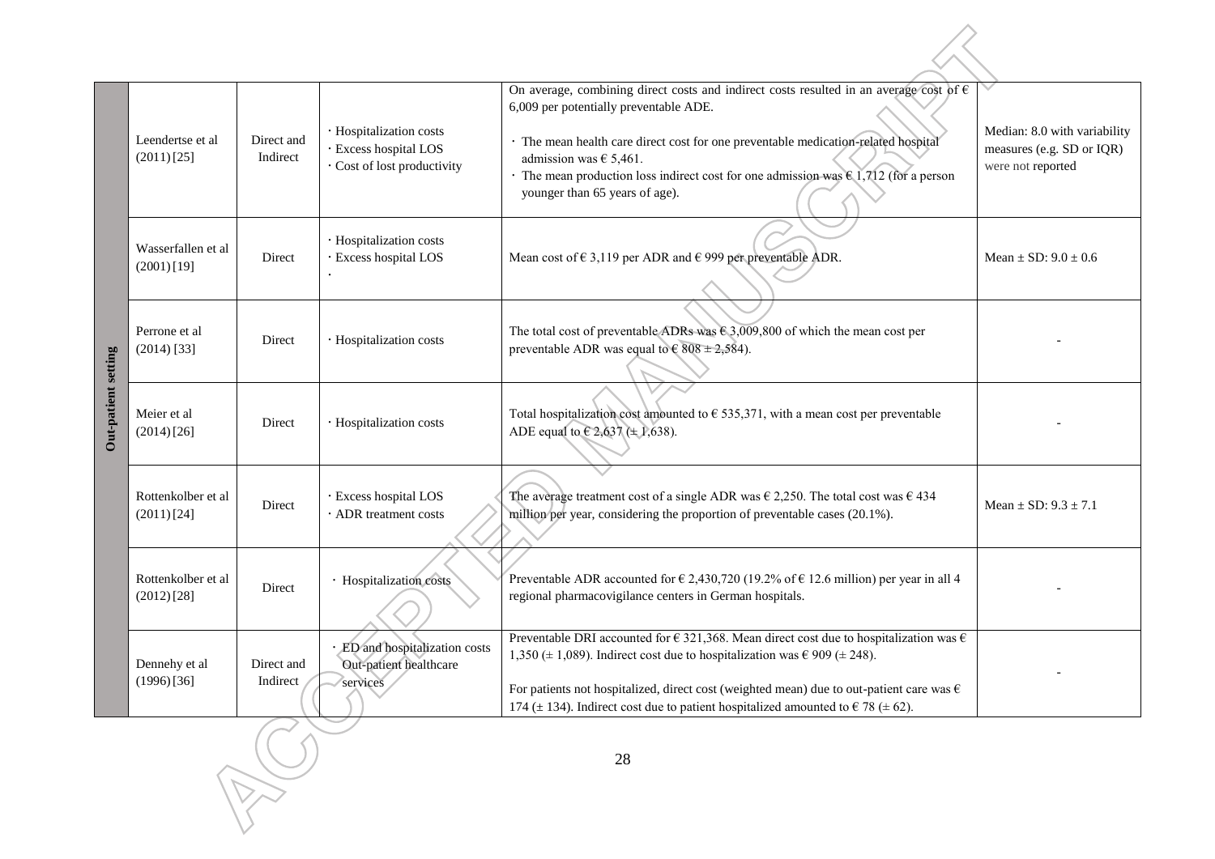| | | | | | |
|---|---|---|---|---|---|
| **Out-patient setting** | Leendertse et al (2011) [25] | Direct and Indirect | · Hospitalization costs<br>· Excess hospital LOS<br>· Cost of lost productivity | On average, combining direct costs and indirect costs resulted in an average cost of € 6,009 per potentially preventable ADE.<br><br>· The mean health care direct cost for one preventable medication-related hospital admission was € 5,461.<br>· The mean production loss indirect cost for one admission was € 1,712 (for a person younger than 65 years of age). | Median: 8.0 with variability measures (e.g. SD or IQR) were not reported |
| | Wasserfallen et al (2001) [19] | Direct | · Hospitalization costs<br>· Excess hospital LOS<br>· | Mean cost of € 3,119 per ADR and € 999 per preventable ADR. | Mean ± SD: 9.0 ± 0.6 |
| | Perrone et al (2014) [33] | Direct | · Hospitalization costs | The total cost of preventable ADRs was € 3,009,800 of which the mean cost per preventable ADR was equal to € 808 ± 2,584). | - |
| | Meier et al (2014) [26] | Direct | · Hospitalization costs | Total hospitalization cost amounted to € 535,371, with a mean cost per preventable ADE equal to € 2,637 (± 1,638). | - |
| | Rottenkolber et al (2011) [24] | Direct | · Excess hospital LOS<br>· ADR treatment costs | The average treatment cost of a single ADR was € 2,250. The total cost was € 434 million per year, considering the proportion of preventable cases (20.1%). | Mean ± SD: 9.3 ± 7.1 |
| | Rottenkolber et al (2012) [28] | Direct | · Hospitalization costs | Preventable ADR accounted for € 2,430,720 (19.2% of € 12.6 million) per year in all 4 regional pharmacovigilance centers in German hospitals. | - |
| | Dennehy et al (1996) [36] | Direct and Indirect | · ED and hospitalization costs Out-patient healthcare services | Preventable DRI accounted for € 321,368. Mean direct cost due to hospitalization was € 1,350 (± 1,089). Indirect cost due to hospitalization was € 909 (± 248).<br><br>For patients not hospitalized, direct cost (weighted mean) due to out-patient care was € 174 (± 134). Indirect cost due to patient hospitalized amounted to € 78 (± 62). | - |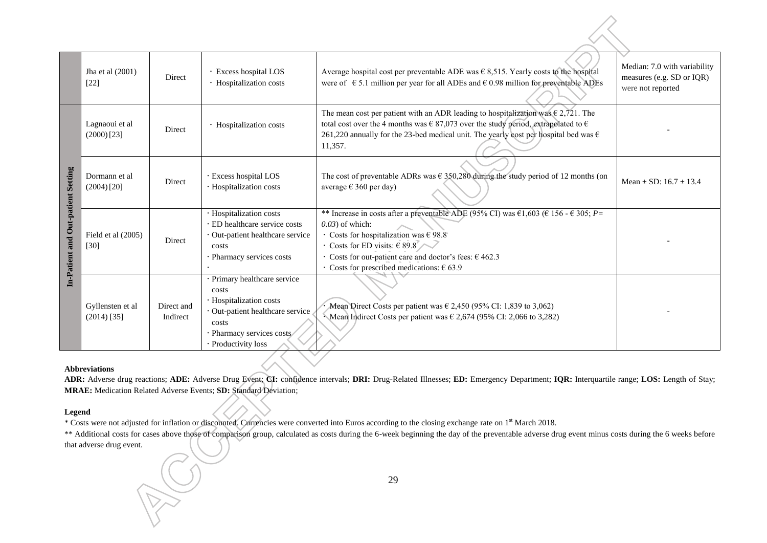| | | | | | |
|---|---|---|---|---|---|
| | Jha et al (2001) [22] | Direct | · Excess hospital LOS<br>· Hospitalization costs | Average hospital cost per preventable ADE was € 8,515. Yearly costs to the hospital were of € 5.1 million per year for all ADEs and € 0.98 million for preventable ADEs | Median: 7.0 with variability measures (e.g. SD or IQR) were not reported |
| **In-Patient and Out-patient Setting** | Lagnaoui et al (2000) [23] | Direct | · Hospitalization costs | The mean cost per patient with an ADR leading to hospitalization was € 2,721. The total cost over the 4 months was € 87,073 over the study period, extrapolated to € 261,220 annually for the 23-bed medical unit. The yearly cost per hospital bed was € 11,357. | - |
| | Dormann et al (2004) [20] | Direct | · Excess hospital LOS<br>· Hospitalization costs | The cost of preventable ADRs was € 350,280 during the study period of 12 months (on average € 360 per day) | Mean ± SD: 16.7 ± 13.4 |
| | Field et al (2005) [30] | Direct | · Hospitalization costs<br>· ED healthcare service costs<br>· Out-patient healthcare service costs<br>· Pharmacy services costs<br>· | ** Increase in costs after a preventable ADE (95% CI) was €1,603 (€ 156 - € 305; *P= 0.03*) of which:<br>· Costs for hospitalization was € 98.8<br>· Costs for ED visits: € 89.8<br>· Costs for out-patient care and doctor's fees: € 462.3<br>· Costs for prescribed medications: € 63.9 | - |
| | Gyllensten et al (2014) [35] | Direct and Indirect | · Primary healthcare service costs<br>· Hospitalization costs<br>· Out-patient healthcare service costs<br>· Pharmacy services costs<br>· Productivity loss | · Mean Direct Costs per patient was € 2,450 (95% CI: 1,839 to 3,062)<br>· Mean Indirect Costs per patient was € 2,674 (95% CI: 2,066 to 3,282) | - |

**Abbreviations**

**ADR:** Adverse drug reactions; **ADE:** Adverse Drug Event; **CI:** confidence intervals; **DRI:** Drug-Related Illnesses; **ED:** Emergency Department; **IQR:** Interquartile range; **LOS:** Length of Stay; **MRAE:** Medication Related Adverse Events; **SD:** Standard Deviation;

**Legend**

* Costs were not adjusted for inflation or discounted. Currencies were converted into Euros according to the closing exchange rate on 1st March 2018.

** Additional costs for cases above those of comparison group, calculated as costs during the 6-week beginning the day of the preventable adverse drug event minus costs during the 6 weeks before that adverse drug event.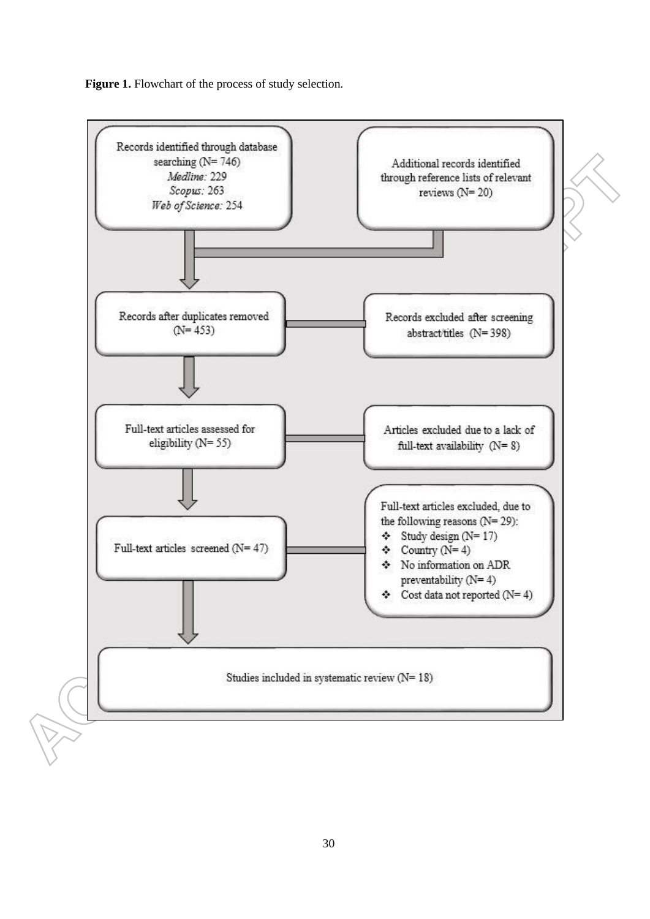**Figure 1.** Flowchart of the process of study selection.

Records identified through database searching (N= 746)
*Medline:* 229
*Scopus:* 263
*Web of Science:* 254

Additional records identified through reference lists of relevant reviews (N= 20)

Records after duplicates removed (N= 453)

Records excluded after screening abstract/titles (N= 398)

Full-text articles assessed for eligibility (N= 55)

Articles excluded due to a lack of full-text availability (N= 8)

Full-text articles screened (N= 47)

Full-text articles excluded, due to the following reasons (N= 29):

- Study design (N= 17)
- Country (N= 4)
- No information on ADR preventability (N= 4)
- Cost data not reported (N= 4)

Studies included in systematic review (N= 18)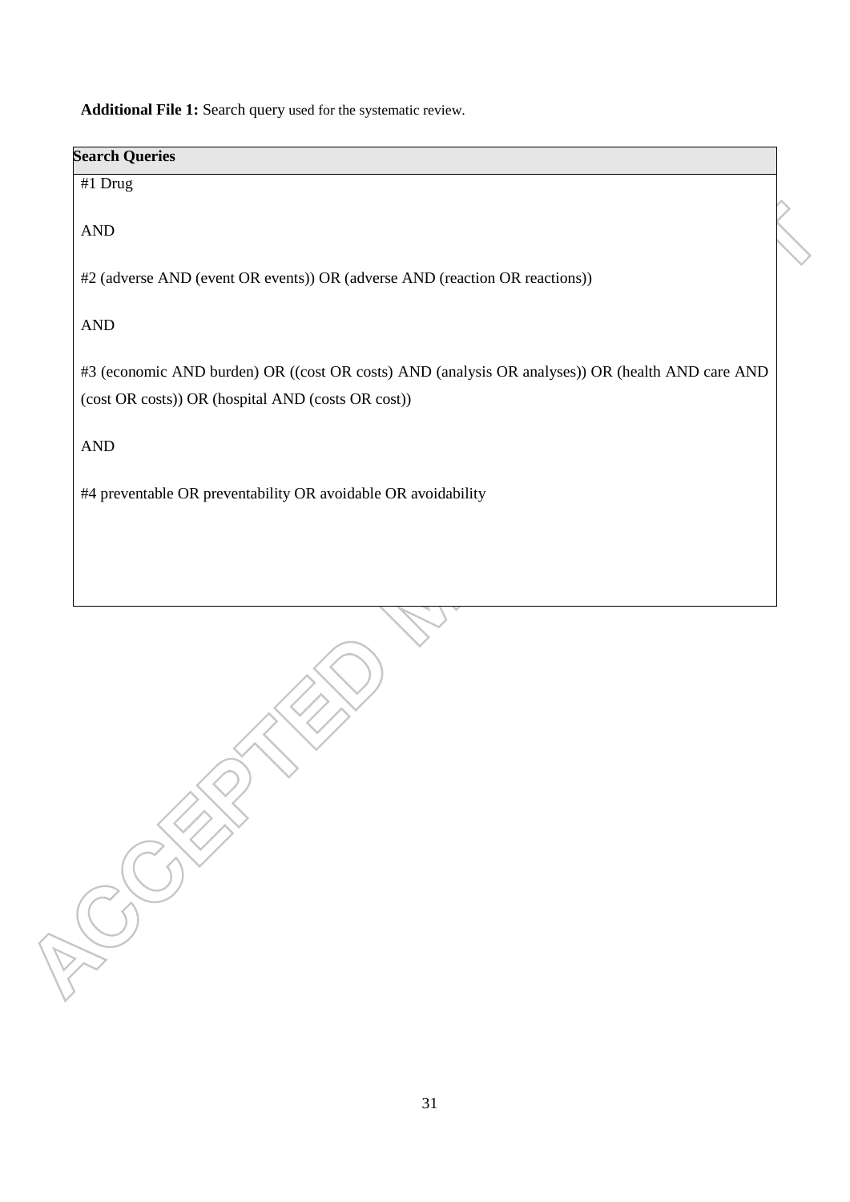**Additional File 1:** Search query used for the systematic review.

| Search Queries |
|---|
| #1 Drug<br><br>AND<br><br>#2 (adverse AND (event OR events)) OR (adverse AND (reaction OR reactions))<br><br>AND<br><br>#3 (economic AND burden) OR ((cost OR costs) AND (analysis OR analyses)) OR (health AND care AND (cost OR costs)) OR (hospital AND (costs OR cost))<br><br>AND<br><br>#4 preventable OR preventability OR avoidable OR avoidability |